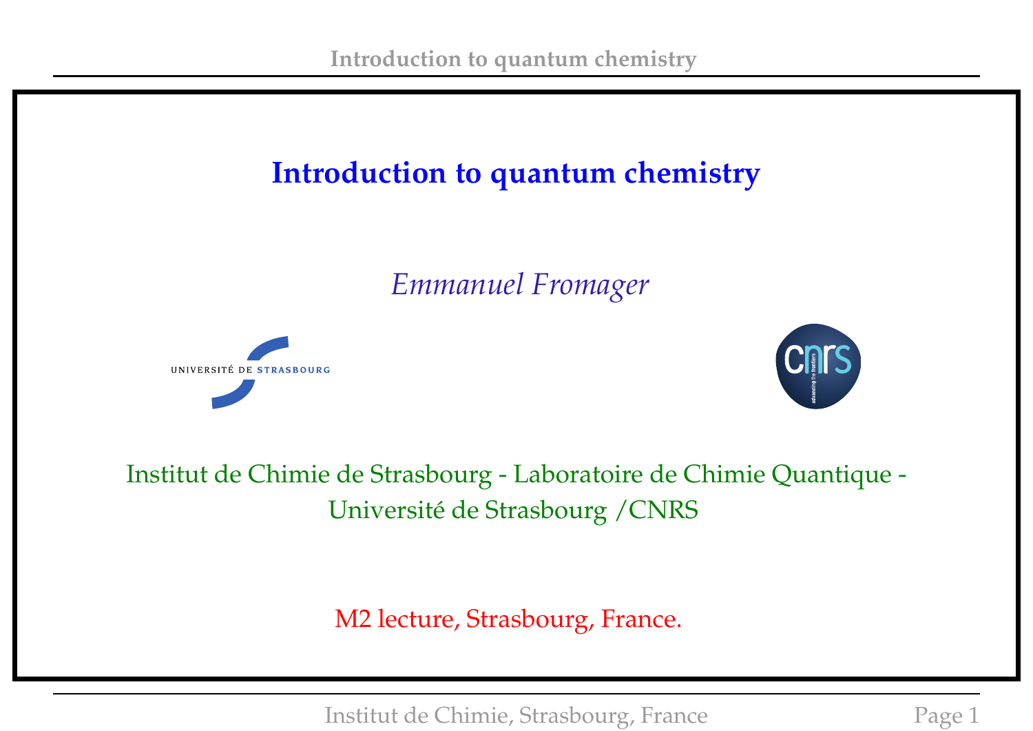# Introduction to quantum chemistry

*Emmanuel Fromager*

Institut de Chimie de Strasbourg - Laboratoire de Chimie Quantique - Université de Strasbourg /CNRS

M2 lecture, Strasbourg, France.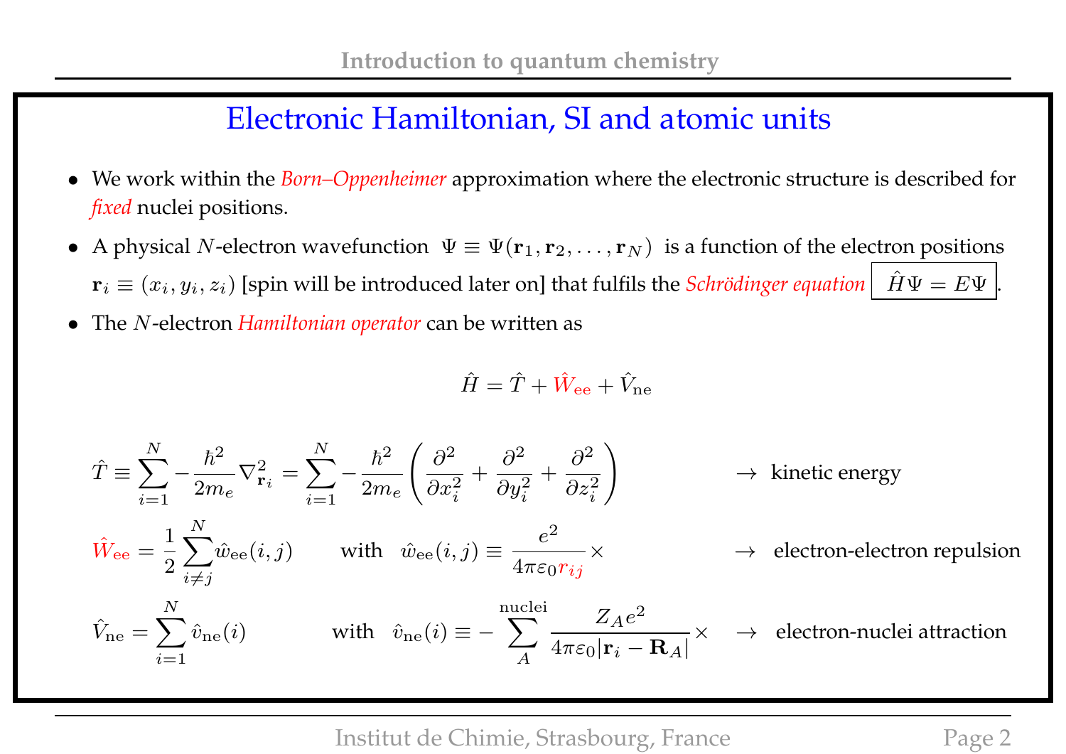# Electronic Hamiltonian, SI and atomic units

- We work within the *Born–Oppenheimer* approximation where the electronic structure is described for *fixed* nuclei positions.
- A physical $N$-electron wavefunction $\Psi \equiv \Psi(\mathbf{r}_1, \mathbf{r}_2, \ldots, \mathbf{r}_N)$ is a function of the electron positions $\mathbf{r}_i \equiv (x_i, y_i, z_i)$ [spin will be introduced later on] that fulfils the *Schrödinger equation* $\boxed{\hat{H}\Psi = E\Psi}$.
- The $N$-electron *Hamiltonian operator* can be written as

$$\hat{H} = \hat{T} + \hat{W}_{\text{ee}} + \hat{V}_{\text{ne}}$$

$$\hat{T} \equiv \sum_{i=1}^{N} -\frac{\hbar^2}{2m_e}\nabla^2_{\mathbf{r}_i} = \sum_{i=1}^{N} -\frac{\hbar^2}{2m_e}\left(\frac{\partial^2}{\partial x_i^2} + \frac{\partial^2}{\partial y_i^2} + \frac{\partial^2}{\partial z_i^2}\right) \quad \rightarrow \text{ kinetic energy}$$

$$\hat{W}_{\text{ee}} = \frac{1}{2}\sum_{i \neq j}^{N} \hat{w}_{\text{ee}}(i,j) \quad \text{with} \quad \hat{w}_{\text{ee}}(i,j) \equiv \frac{e^2}{4\pi\varepsilon_0 r_{ij}}\times \quad \rightarrow \text{ electron-electron repulsion}$$

$$\hat{V}_{\text{ne}} = \sum_{i=1}^{N} \hat{v}_{\text{ne}}(i) \quad \text{with} \quad \hat{v}_{\text{ne}}(i) \equiv -\sum_{A}^{\text{nuclei}} \frac{Z_A e^2}{4\pi\varepsilon_0 |\mathbf{r}_i - \mathbf{R}_A|}\times \quad \rightarrow \text{ electron-nuclei attraction}$$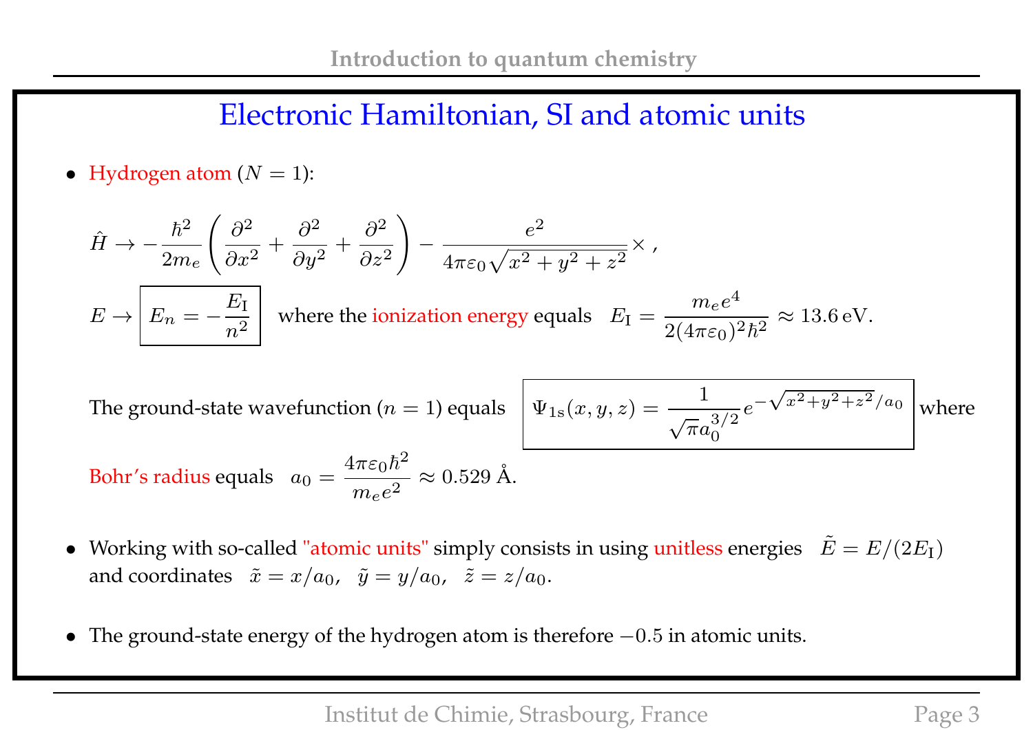# Electronic Hamiltonian, SI and atomic units

- Hydrogen atom ($N = 1$):

$$\hat{H} \rightarrow -\frac{\hbar^2}{2m_e}\left(\frac{\partial^2}{\partial x^2} + \frac{\partial^2}{\partial y^2} + \frac{\partial^2}{\partial z^2}\right) - \frac{e^2}{4\pi\varepsilon_0\sqrt{x^2+y^2+z^2}}\times ,$$

$E \rightarrow \boxed{E_n = -\frac{E_\mathrm{I}}{n^2}}$ where the ionization energy equals $E_\mathrm{I} = \frac{m_e e^4}{2(4\pi\varepsilon_0)^2\hbar^2} \approx 13.6\,\mathrm{eV}.$

The ground-state wavefunction ($n = 1$) equals $\boxed{\Psi_{1\mathrm{s}}(x,y,z) = \frac{1}{\sqrt{\pi}a_0^{3/2}} e^{-\sqrt{x^2+y^2+z^2}/a_0}}$ where

Bohr's radius equals $a_0 = \frac{4\pi\varepsilon_0\hbar^2}{m_e e^2} \approx 0.529$ Å.

- Working with so-called "atomic units" simply consists in using unitless energies $\tilde{E} = E/(2E_\mathrm{I})$ and coordinates $\tilde{x} = x/a_0, \;\; \tilde{y} = y/a_0, \;\; \tilde{z} = z/a_0.$

- The ground-state energy of the hydrogen atom is therefore $-0.5$ in atomic units.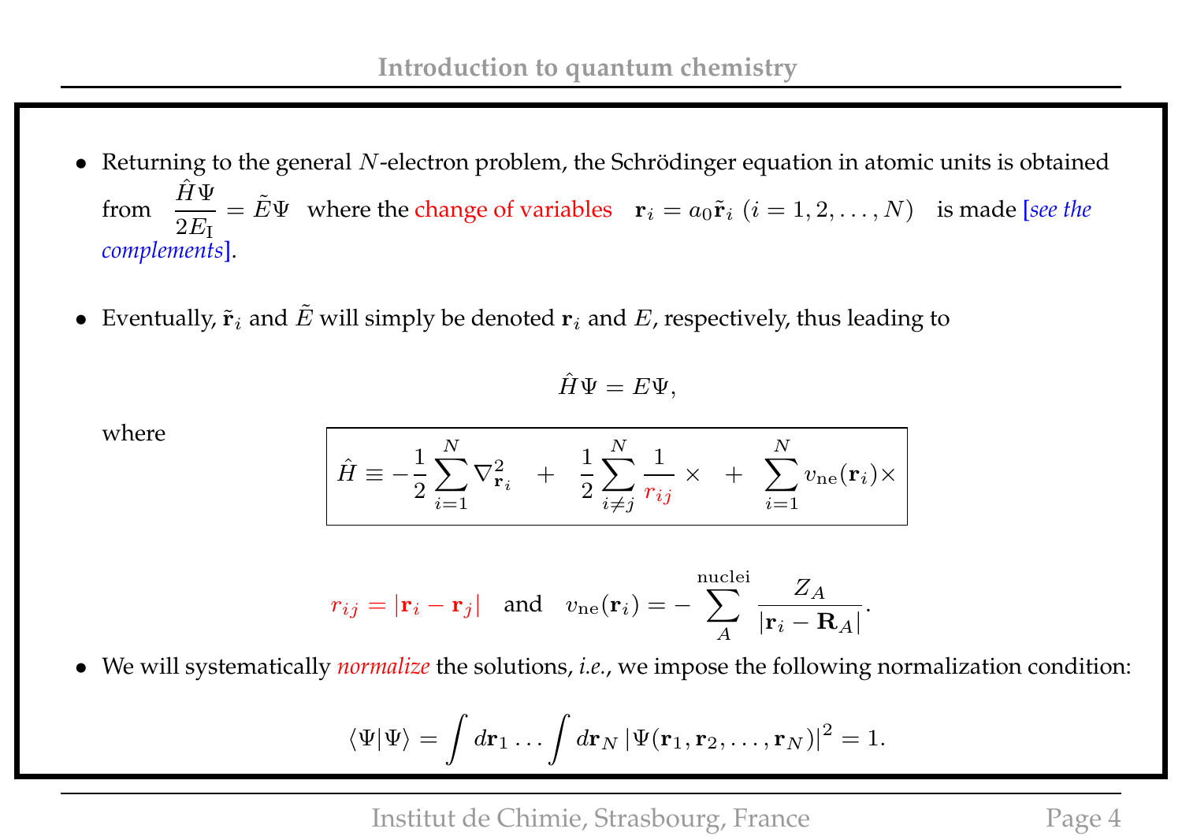- Returning to the general $N$-electron problem, the Schrödinger equation in atomic units is obtained from $\dfrac{\hat{H}\Psi}{2E_\mathrm{I}} = \tilde{E}\Psi$ where the change of variables $\mathbf{r}_i = a_0\tilde{\mathbf{r}}_i \; (i = 1, 2, \ldots, N)$ is made [*see the complements*].

- Eventually, $\tilde{\mathbf{r}}_i$ and $\tilde{E}$ will simply be denoted $\mathbf{r}_i$ and $E$, respectively, thus leading to

$$\hat{H}\Psi = E\Psi,$$

where

$$\boxed{\hat{H} \equiv -\frac{1}{2}\sum_{i=1}^{N}\nabla^2_{\mathbf{r}_i} \quad + \quad \frac{1}{2}\sum_{i\neq j}^{N}\frac{1}{r_{ij}}\times \quad + \quad \sum_{i=1}^{N} v_\mathrm{ne}(\mathbf{r}_i)\times}$$

$$r_{ij} = |\mathbf{r}_i - \mathbf{r}_j| \quad \text{and} \quad v_\mathrm{ne}(\mathbf{r}_i) = -\sum_{A}^{\text{nuclei}} \frac{Z_A}{|\mathbf{r}_i - \mathbf{R}_A|}.$$

- We will systematically *normalize* the solutions, *i.e.*, we impose the following normalization condition:

$$\langle\Psi|\Psi\rangle = \int d\mathbf{r}_1 \ldots \int d\mathbf{r}_N \, |\Psi(\mathbf{r}_1, \mathbf{r}_2, \ldots, \mathbf{r}_N)|^2 = 1.$$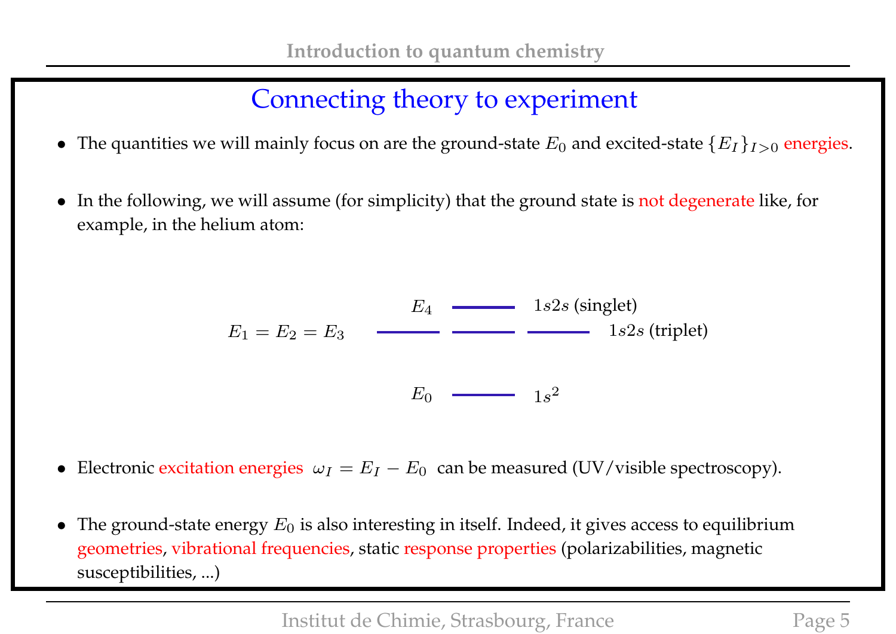# Connecting theory to experiment

- The quantities we will mainly focus on are the ground-state $E_0$ and excited-state $\{E_I\}_{I>0}$ energies.

- In the following, we will assume (for simplicity) that the ground state is not degenerate like, for example, in the helium atom:

$E_4$ — $1s2s$ (singlet)

$E_1 = E_2 = E_3$ — $1s2s$ (triplet)

$E_0$ — $1s^2$

- Electronic excitation energies $\omega_I = E_I - E_0$ can be measured (UV/visible spectroscopy).

- The ground-state energy $E_0$ is also interesting in itself. Indeed, it gives access to equilibrium geometries, vibrational frequencies, static response properties (polarizabilities, magnetic susceptibilities, ...)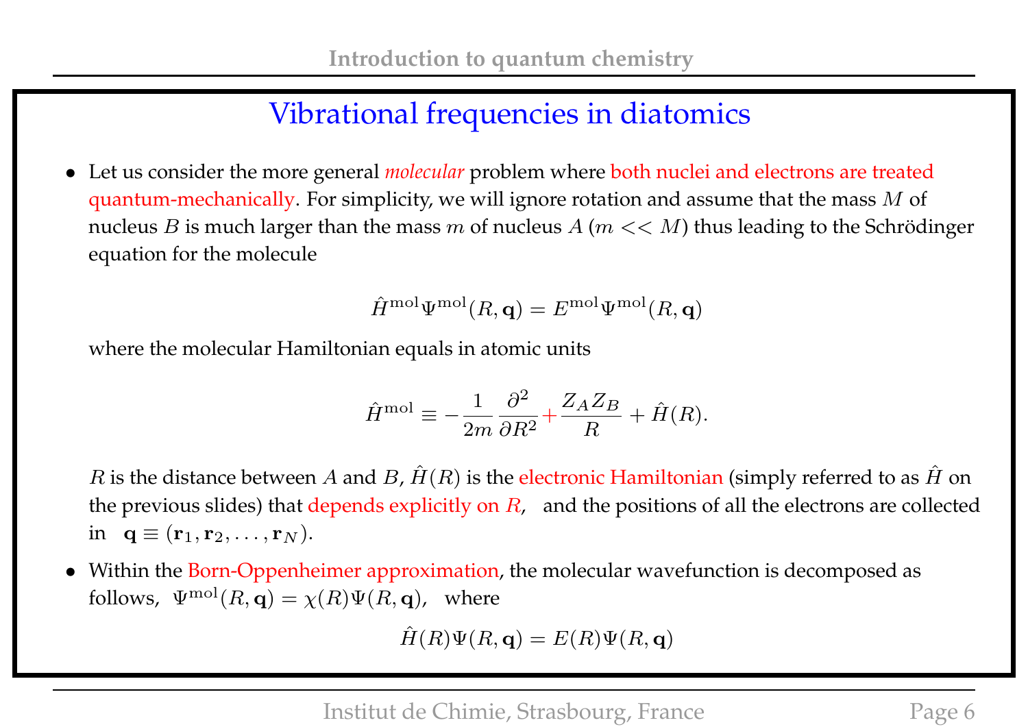# Vibrational frequencies in diatomics

- Let us consider the more general *molecular* problem where both nuclei and electrons are treated quantum-mechanically. For simplicity, we will ignore rotation and assume that the mass $M$ of nucleus $B$ is much larger than the mass $m$ of nucleus $A$ ($m << M$) thus leading to the Schrödinger equation for the molecule

$$\hat{H}^{\rm mol}\Psi^{\rm mol}(R,\mathbf{q}) = E^{\rm mol}\Psi^{\rm mol}(R,\mathbf{q})$$

  where the molecular Hamiltonian equals in atomic units

$$\hat{H}^{\rm mol} \equiv -\frac{1}{2m}\frac{\partial^2}{\partial R^2} + \frac{Z_A Z_B}{R} + \hat{H}(R).$$

  $R$ is the distance between $A$ and $B$, $\hat{H}(R)$ is the electronic Hamiltonian (simply referred to as $\hat{H}$ on the previous slides) that depends explicitly on $R$, and the positions of all the electrons are collected in $\mathbf{q} \equiv (\mathbf{r}_1, \mathbf{r}_2, \ldots, \mathbf{r}_N)$.

- Within the Born-Oppenheimer approximation, the molecular wavefunction is decomposed as follows, $\Psi^{\rm mol}(R,\mathbf{q}) = \chi(R)\Psi(R,\mathbf{q})$, where

$$\hat{H}(R)\Psi(R,\mathbf{q}) = E(R)\Psi(R,\mathbf{q})$$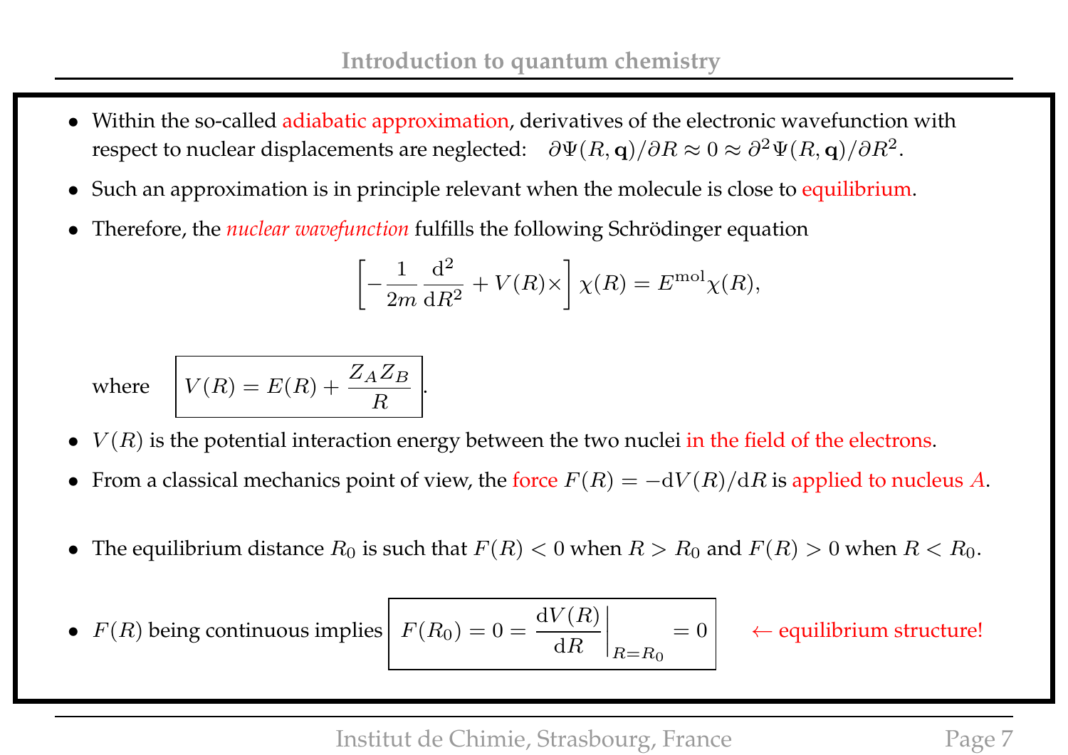- Within the so-called adiabatic approximation, derivatives of the electronic wavefunction with respect to nuclear displacements are neglected: $\partial\Psi(R,\mathbf{q})/\partial R \approx 0 \approx \partial^2\Psi(R,\mathbf{q})/\partial R^2$.

- Such an approximation is in principle relevant when the molecule is close to equilibrium.

- Therefore, the *nuclear wavefunction* fulfills the following Schrödinger equation

$$\left[-\frac{1}{2m}\frac{\mathrm{d}^2}{\mathrm{d}R^2} + V(R)\times\right]\chi(R) = E^{\mathrm{mol}}\chi(R),$$

where $\boxed{V(R) = E(R) + \dfrac{Z_A Z_B}{R}}$.

- $V(R)$ is the potential interaction energy between the two nuclei in the field of the electrons.

- From a classical mechanics point of view, the force $F(R) = -\mathrm{d}V(R)/\mathrm{d}R$ is applied to nucleus $A$.

- The equilibrium distance $R_0$ is such that $F(R) < 0$ when $R > R_0$ and $F(R) > 0$ when $R < R_0$.

- $F(R)$ being continuous implies $\boxed{F(R_0) = 0 = \left.\dfrac{\mathrm{d}V(R)}{\mathrm{d}R}\right|_{R=R_0} = 0}$ ← equilibrium structure!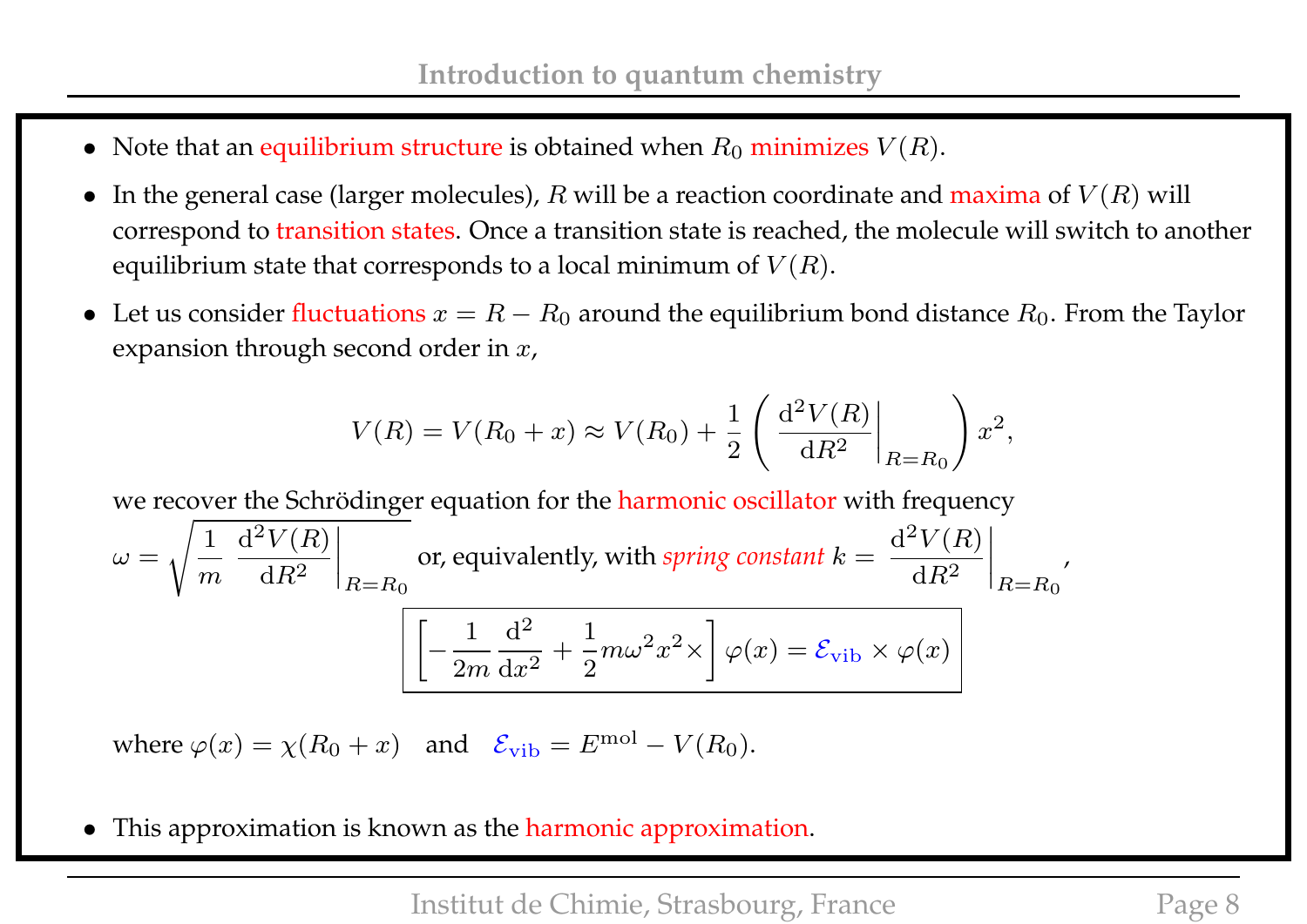- Note that an equilibrium structure is obtained when $R_0$ minimizes $V(R)$.

- In the general case (larger molecules), $R$ will be a reaction coordinate and maxima of $V(R)$ will correspond to transition states. Once a transition state is reached, the molecule will switch to another equilibrium state that corresponds to a local minimum of $V(R)$.

- Let us consider fluctuations $x = R - R_0$ around the equilibrium bond distance $R_0$. From the Taylor expansion through second order in $x$,

$$V(R) = V(R_0 + x) \approx V(R_0) + \frac{1}{2}\left( \left.\frac{\mathrm{d}^2 V(R)}{\mathrm{d}R^2}\right|_{R=R_0} \right) x^2,$$

  we recover the Schrödinger equation for the harmonic oscillator with frequency $\omega = \sqrt{\frac{1}{m}\left.\frac{\mathrm{d}^2 V(R)}{\mathrm{d}R^2}\right|_{R=R_0}}$ or, equivalently, with *spring constant* $k = \left.\frac{\mathrm{d}^2 V(R)}{\mathrm{d}R^2}\right|_{R=R_0}$,

$$\boxed{\left[ -\frac{1}{2m}\frac{\mathrm{d}^2}{\mathrm{d}x^2} + \frac{1}{2}m\omega^2 x^2 \times \right] \varphi(x) = \mathcal{E}_{\mathrm{vib}} \times \varphi(x)}$$

  where $\varphi(x) = \chi(R_0 + x)$ and $\mathcal{E}_{\mathrm{vib}} = E^{\mathrm{mol}} - V(R_0)$.

- This approximation is known as the harmonic approximation.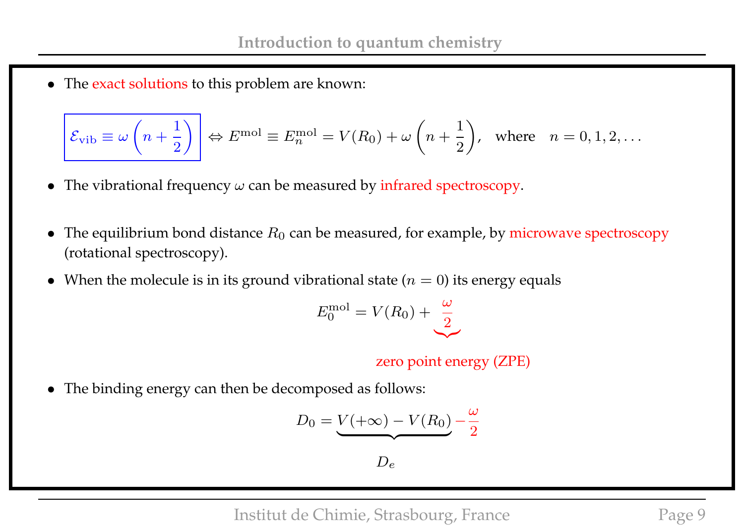- The exact solutions to this problem are known:

$$\boxed{\mathcal{E}_{\rm vib} \equiv \omega\left(n+\frac{1}{2}\right)} \Leftrightarrow E^{\rm mol} \equiv E^{\rm mol}_n = V(R_0) + \omega\left(n+\frac{1}{2}\right), \quad \text{where} \quad n = 0, 1, 2, \ldots$$

- The vibrational frequency $\omega$ can be measured by infrared spectroscopy.

- The equilibrium bond distance $R_0$ can be measured, for example, by microwave spectroscopy (rotational spectroscopy).

- When the molecule is in its ground vibrational state ($n = 0$) its energy equals

$$E^{\rm mol}_0 = V(R_0) + \underbrace{\frac{\omega}{2}}_{\text{zero point energy (ZPE)}}$$

- The binding energy can then be decomposed as follows:

$$D_0 = \underbrace{V(+\infty) - V(R_0)}_{D_e} - \frac{\omega}{2}$$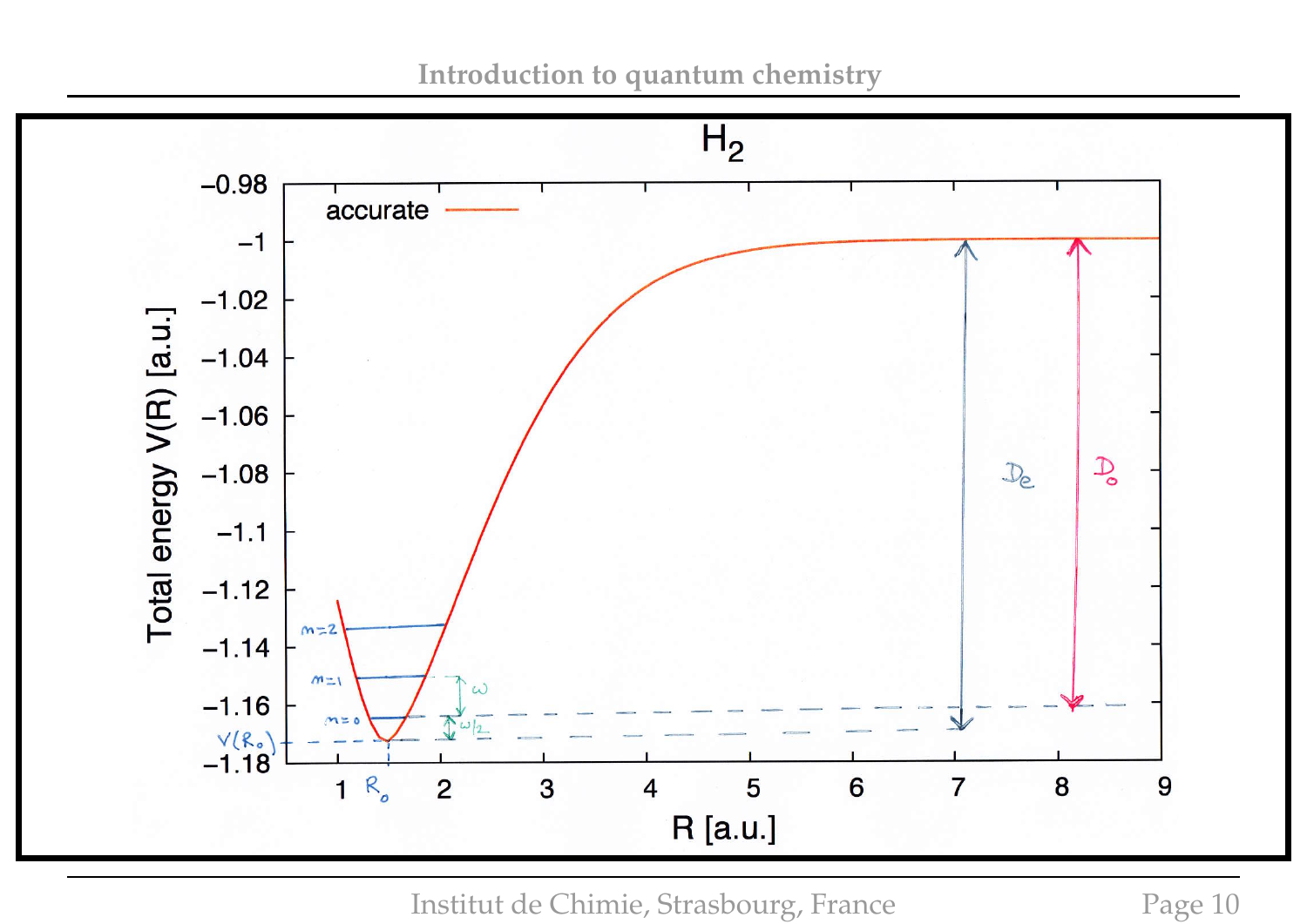## $H_2$

accurate

Total energy V(R) [a.u.]

R [a.u.]

$n=0$, $n=1$, $n=2$, $\omega$, $\omega/2$, $V(R_0)$, $R_0$, $D_e$, $D_0$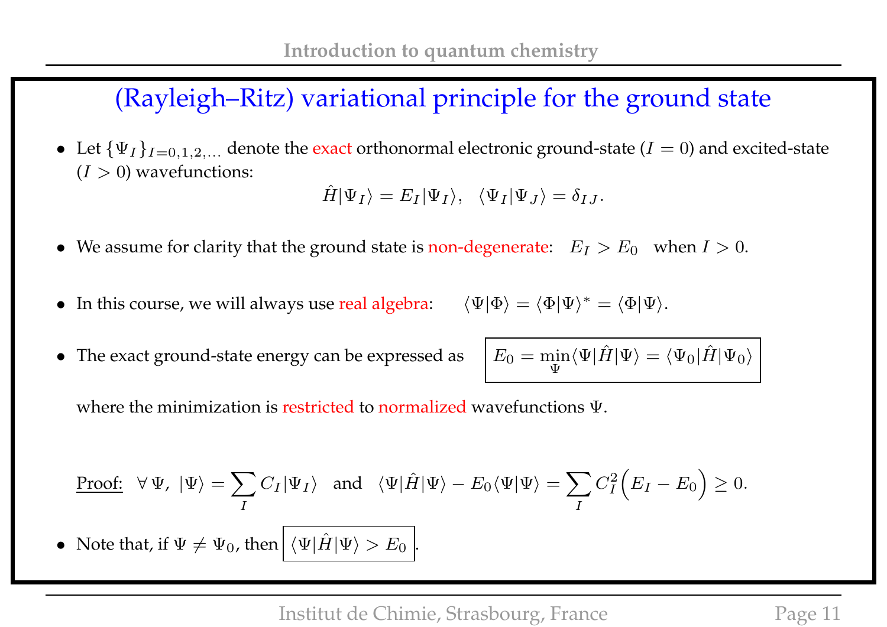# (Rayleigh–Ritz) variational principle for the ground state

- Let $\{\Psi_I\}_{I=0,1,2,\ldots}$ denote the exact orthonormal electronic ground-state ($I = 0$) and excited-state ($I > 0$) wavefunctions:

$$\hat{H}|\Psi_I\rangle = E_I|\Psi_I\rangle, \quad \langle\Psi_I|\Psi_J\rangle = \delta_{IJ}.$$

- We assume for clarity that the ground state is non-degenerate: $\quad E_I > E_0 \quad$ when $I > 0$.

- In this course, we will always use real algebra: $\quad \langle\Psi|\Phi\rangle = \langle\Phi|\Psi\rangle^* = \langle\Phi|\Psi\rangle$.

- The exact ground-state energy can be expressed as

$$\boxed{E_0 = \min_{\Psi}\langle\Psi|\hat{H}|\Psi\rangle = \langle\Psi_0|\hat{H}|\Psi_0\rangle}$$

  where the minimization is restricted to normalized wavefunctions $\Psi$.

  Proof: $\forall\,\Psi,\ |\Psi\rangle = \sum_I C_I|\Psi_I\rangle \quad$ and $\quad \langle\Psi|\hat{H}|\Psi\rangle - E_0\langle\Psi|\Psi\rangle = \sum_I C_I^2\Big(E_I - E_0\Big) \geq 0.$

- Note that, if $\Psi \neq \Psi_0$, then $\boxed{\langle\Psi|\hat{H}|\Psi\rangle > E_0}$.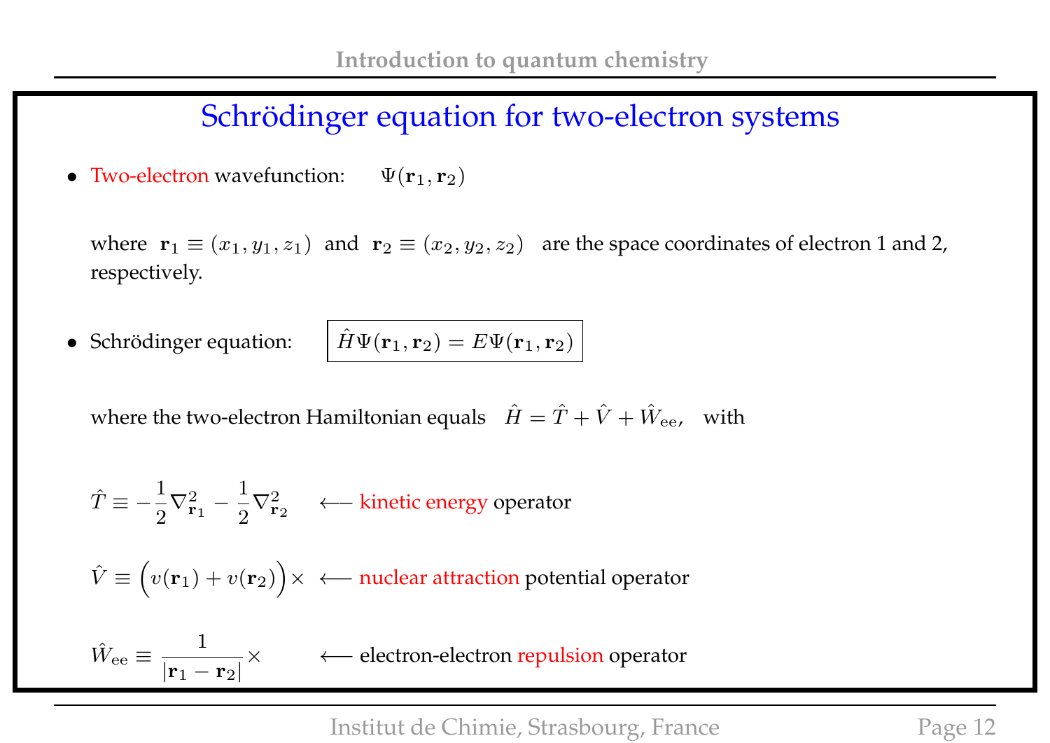# Schrödinger equation for two-electron systems

- Two-electron wavefunction: $\Psi(\mathbf{r}_1, \mathbf{r}_2)$

  where $\mathbf{r}_1 \equiv (x_1, y_1, z_1)$ and $\mathbf{r}_2 \equiv (x_2, y_2, z_2)$ are the space coordinates of electron 1 and 2, respectively.

- Schrödinger equation: $\boxed{\hat{H}\Psi(\mathbf{r}_1, \mathbf{r}_2) = E\Psi(\mathbf{r}_1, \mathbf{r}_2)}$

  where the two-electron Hamiltonian equals $\hat{H} = \hat{T} + \hat{V} + \hat{W}_{\text{ee}}$, with

$$\hat{T} \equiv -\frac{1}{2}\nabla^2_{\mathbf{r}_1} - \frac{1}{2}\nabla^2_{\mathbf{r}_2} \quad \longleftarrow \text{kinetic energy operator}$$

$$\hat{V} \equiv \Big(v(\mathbf{r}_1) + v(\mathbf{r}_2)\Big)\times \quad \longleftarrow \text{nuclear attraction potential operator}$$

$$\hat{W}_{\text{ee}} \equiv \frac{1}{|\mathbf{r}_1 - \mathbf{r}_2|}\times \quad \longleftarrow \text{electron-electron repulsion operator}$$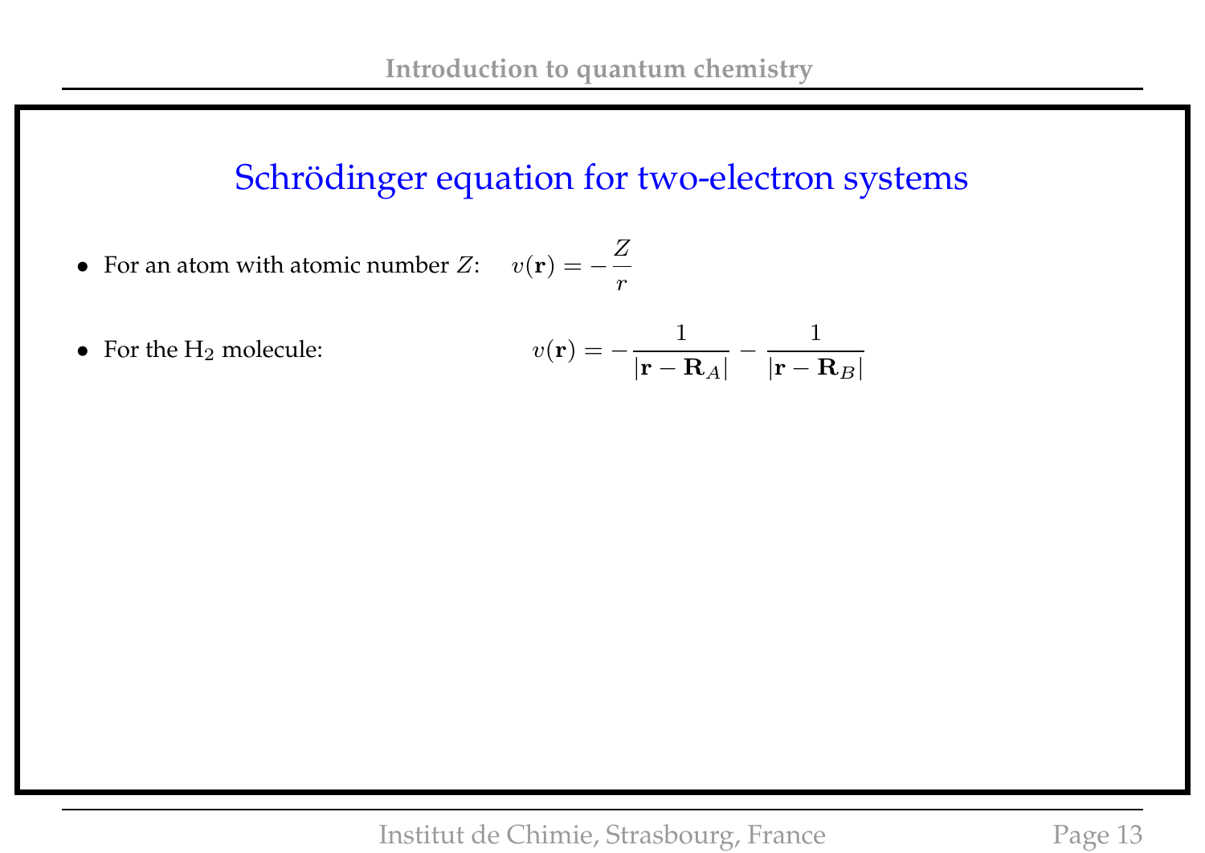## Schrödinger equation for two-electron systems

- For an atom with atomic number $Z$: $\quad v(\mathbf{r}) = -\dfrac{Z}{r}$

- For the $H_2$ molecule: $\quad v(\mathbf{r}) = -\dfrac{1}{|\mathbf{r} - \mathbf{R}_A|} - \dfrac{1}{|\mathbf{r} - \mathbf{R}_B|}$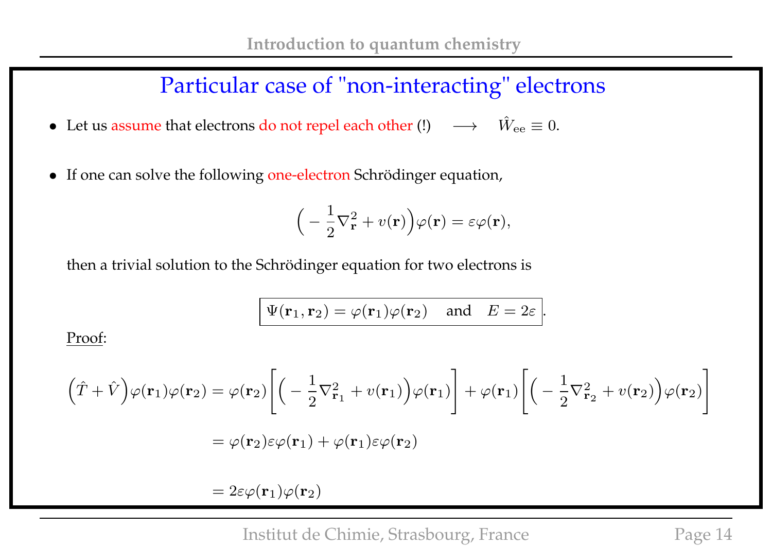# Particular case of "non-interacting" electrons

- Let us assume that electrons do not repel each other (!) $\quad \longrightarrow \quad \hat{W}_{\rm ee} \equiv 0$.

- If one can solve the following one-electron Schrödinger equation,

$$\Big( -\frac{1}{2}\nabla^2_{\mathbf{r}} + v(\mathbf{r})\Big)\varphi(\mathbf{r}) = \varepsilon\varphi(\mathbf{r}),$$

then a trivial solution to the Schrödinger equation for two electrons is

$$\boxed{\Psi(\mathbf{r}_1,\mathbf{r}_2) = \varphi(\mathbf{r}_1)\varphi(\mathbf{r}_2) \quad \text{and} \quad E = 2\varepsilon}.$$

Proof:

$$\Big(\hat{T}+\hat{V}\Big)\varphi(\mathbf{r}_1)\varphi(\mathbf{r}_2) = \varphi(\mathbf{r}_2)\bigg[\Big( -\frac{1}{2}\nabla^2_{\mathbf{r}_1} + v(\mathbf{r}_1)\Big)\varphi(\mathbf{r}_1)\bigg] + \varphi(\mathbf{r}_1)\bigg[\Big( -\frac{1}{2}\nabla^2_{\mathbf{r}_2} + v(\mathbf{r}_2)\Big)\varphi(\mathbf{r}_2)\bigg]$$

$$= \varphi(\mathbf{r}_2)\varepsilon\varphi(\mathbf{r}_1) + \varphi(\mathbf{r}_1)\varepsilon\varphi(\mathbf{r}_2)$$

$$= 2\varepsilon\varphi(\mathbf{r}_1)\varphi(\mathbf{r}_2)$$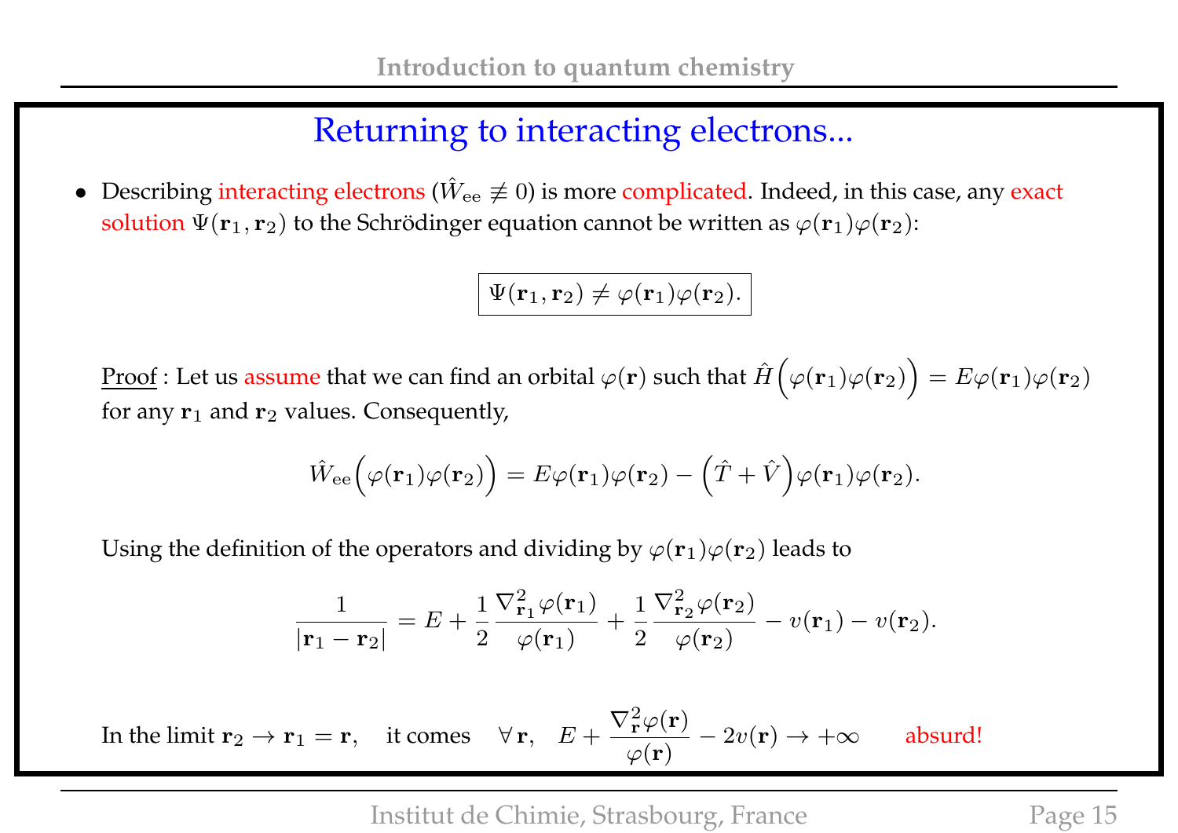# Returning to interacting electrons...

- Describing interacting electrons ($\hat{W}_{\text{ee}} \not\equiv 0$) is more complicated. Indeed, in this case, any exact solution $\Psi(\mathbf{r}_1, \mathbf{r}_2)$ to the Schrödinger equation cannot be written as $\varphi(\mathbf{r}_1)\varphi(\mathbf{r}_2)$:

$$\boxed{\Psi(\mathbf{r}_1, \mathbf{r}_2) \neq \varphi(\mathbf{r}_1)\varphi(\mathbf{r}_2).}$$

Proof : Let us assume that we can find an orbital $\varphi(\mathbf{r})$ such that $\hat{H}\Big(\varphi(\mathbf{r}_1)\varphi(\mathbf{r}_2)\Big) = E\varphi(\mathbf{r}_1)\varphi(\mathbf{r}_2)$ for any $\mathbf{r}_1$ and $\mathbf{r}_2$ values. Consequently,

$$\hat{W}_{\text{ee}}\Big(\varphi(\mathbf{r}_1)\varphi(\mathbf{r}_2)\Big) = E\varphi(\mathbf{r}_1)\varphi(\mathbf{r}_2) - \Big(\hat{T} + \hat{V}\Big)\varphi(\mathbf{r}_1)\varphi(\mathbf{r}_2).$$

Using the definition of the operators and dividing by $\varphi(\mathbf{r}_1)\varphi(\mathbf{r}_2)$ leads to

$$\frac{1}{|\mathbf{r}_1 - \mathbf{r}_2|} = E + \frac{1}{2}\frac{\nabla^2_{\mathbf{r}_1}\varphi(\mathbf{r}_1)}{\varphi(\mathbf{r}_1)} + \frac{1}{2}\frac{\nabla^2_{\mathbf{r}_2}\varphi(\mathbf{r}_2)}{\varphi(\mathbf{r}_2)} - v(\mathbf{r}_1) - v(\mathbf{r}_2).$$

In the limit $\mathbf{r}_2 \rightarrow \mathbf{r}_1 = \mathbf{r}$, it comes $\forall\, \mathbf{r}, \quad E + \dfrac{\nabla^2_{\mathbf{r}}\varphi(\mathbf{r})}{\varphi(\mathbf{r})} - 2v(\mathbf{r}) \rightarrow +\infty$ absurd!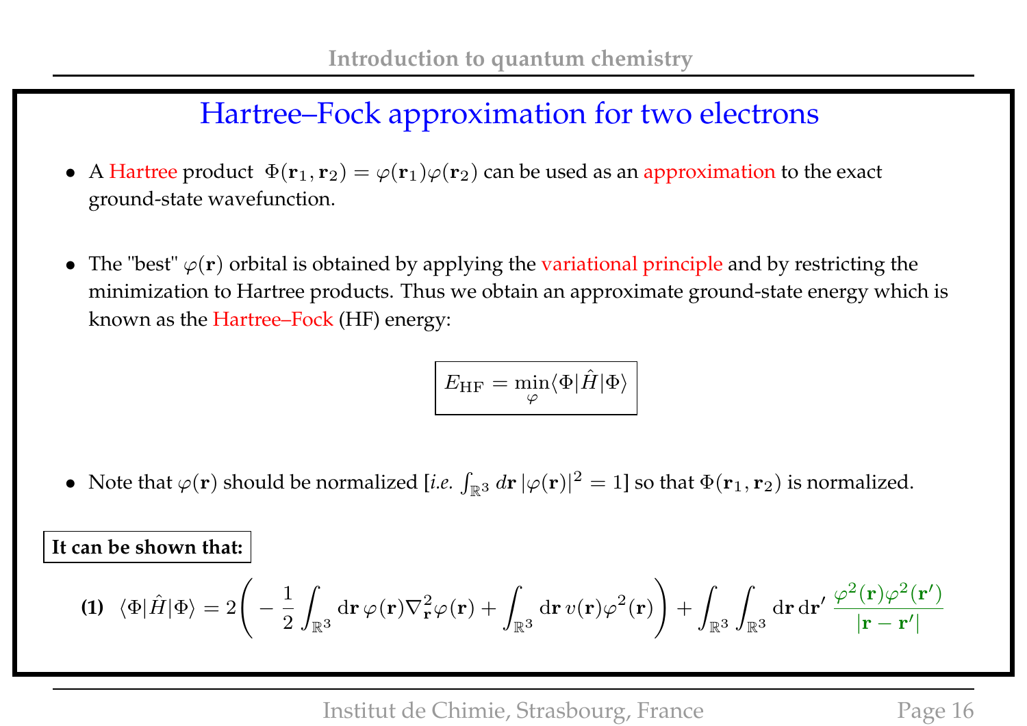# Hartree–Fock approximation for two electrons

- A Hartree product $\Phi(\mathbf{r}_1, \mathbf{r}_2) = \varphi(\mathbf{r}_1)\varphi(\mathbf{r}_2)$ can be used as an approximation to the exact ground-state wavefunction.

- The "best" $\varphi(\mathbf{r})$ orbital is obtained by applying the variational principle and by restricting the minimization to Hartree products. Thus we obtain an approximate ground-state energy which is known as the Hartree–Fock (HF) energy:

$$\boxed{E_{\mathrm{HF}} = \min_{\varphi} \langle \Phi | \hat{H} | \Phi \rangle}$$

- Note that $\varphi(\mathbf{r})$ should be normalized [*i.e.* $\int_{\mathbb{R}^3} d\mathbf{r}\, |\varphi(\mathbf{r})|^2 = 1$] so that $\Phi(\mathbf{r}_1, \mathbf{r}_2)$ is normalized.

**It can be shown that:**

**(1)** $$\langle \Phi | \hat{H} | \Phi \rangle = 2\left( -\frac{1}{2}\int_{\mathbb{R}^3} \mathrm{d}\mathbf{r}\, \varphi(\mathbf{r})\nabla^2_{\mathbf{r}}\varphi(\mathbf{r}) + \int_{\mathbb{R}^3} \mathrm{d}\mathbf{r}\, v(\mathbf{r})\varphi^2(\mathbf{r}) \right) + \int_{\mathbb{R}^3}\int_{\mathbb{R}^3} \mathrm{d}\mathbf{r}\,\mathrm{d}\mathbf{r}'\, \frac{\varphi^2(\mathbf{r})\varphi^2(\mathbf{r}')}{|\mathbf{r}-\mathbf{r}'|}$$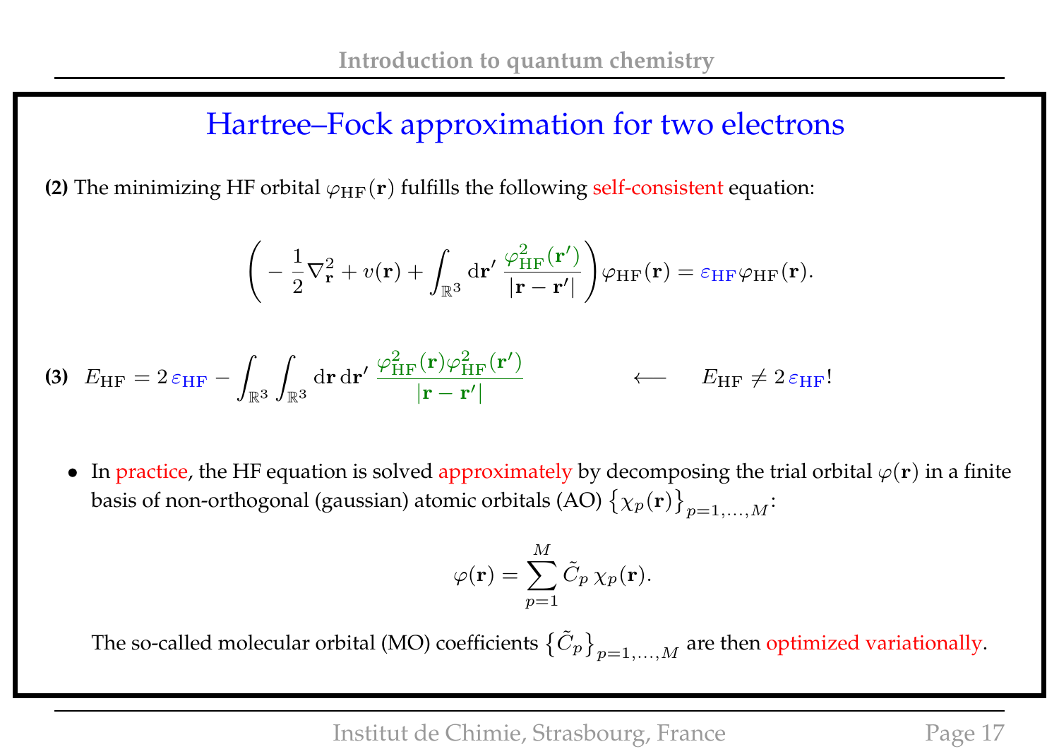# Hartree–Fock approximation for two electrons

**(2)** The minimizing HF orbital $\varphi_{\rm HF}(\mathbf{r})$ fulfills the following self-consistent equation:

$$\left(-\frac{1}{2}\nabla^2_{\mathbf{r}} + v(\mathbf{r}) + \int_{\mathbb{R}^3} \mathrm{d}\mathbf{r}' \, \frac{\varphi^2_{\rm HF}(\mathbf{r}')}{|\mathbf{r}-\mathbf{r}'|}\right)\varphi_{\rm HF}(\mathbf{r}) = \varepsilon_{\rm HF}\varphi_{\rm HF}(\mathbf{r}).$$

**(3)** $E_{\rm HF} = 2\,\varepsilon_{\rm HF} - \displaystyle\int_{\mathbb{R}^3}\int_{\mathbb{R}^3} \mathrm{d}\mathbf{r}\,\mathrm{d}\mathbf{r}' \, \frac{\varphi^2_{\rm HF}(\mathbf{r})\varphi^2_{\rm HF}(\mathbf{r}')}{|\mathbf{r}-\mathbf{r}'|}$ $\quad\longleftarrow\quad$ $E_{\rm HF} \neq 2\,\varepsilon_{\rm HF}$!

- In practice, the HF equation is solved approximately by decomposing the trial orbital $\varphi(\mathbf{r})$ in a finite basis of non-orthogonal (gaussian) atomic orbitals (AO) $\left\{\chi_p(\mathbf{r})\right\}_{p=1,\ldots,M}$:

$$\varphi(\mathbf{r}) = \sum_{p=1}^{M} \tilde{C}_p \, \chi_p(\mathbf{r}).$$

The so-called molecular orbital (MO) coefficients $\left\{\tilde{C}_p\right\}_{p=1,\ldots,M}$ are then optimized variationally.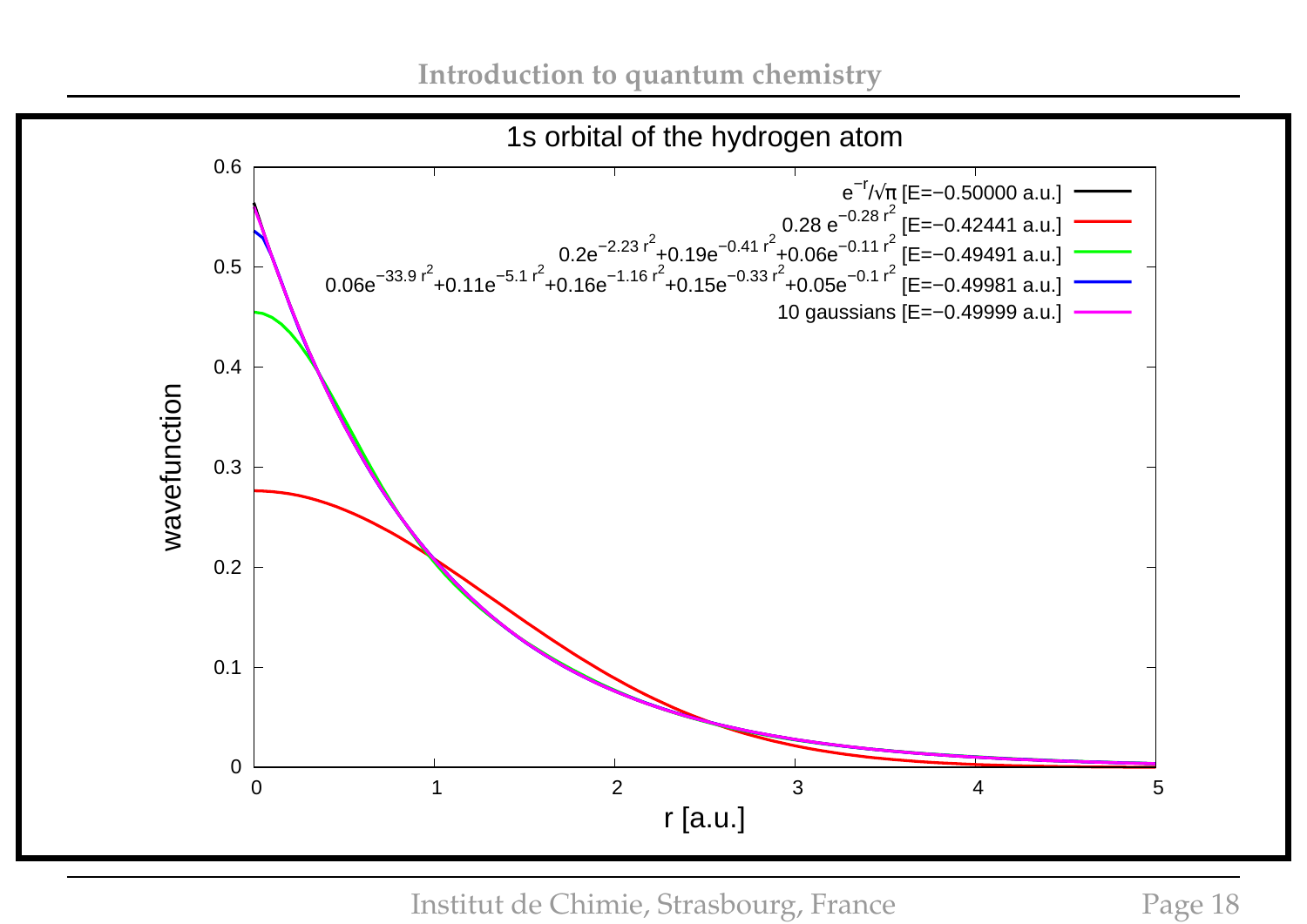## 1s orbital of the hydrogen atom

- $e^{-r}/\sqrt{\pi}$ [E=−0.50000 a.u.]
- $0.28\, e^{-0.28\, r^2}$ [E=−0.42441 a.u.]
- $0.2e^{-2.23\, r^2}+0.19e^{-0.41\, r^2}+0.06e^{-0.11\, r^2}$ [E=−0.49491 a.u.]
- $0.06e^{-33.9\, r^2}+0.11e^{-5.1\, r^2}+0.16e^{-1.16\, r^2}+0.15e^{-0.33\, r^2}+0.05e^{-0.1\, r^2}$ [E=−0.49981 a.u.]
- 10 gaussians [E=−0.49999 a.u.]

wavefunction

r [a.u.]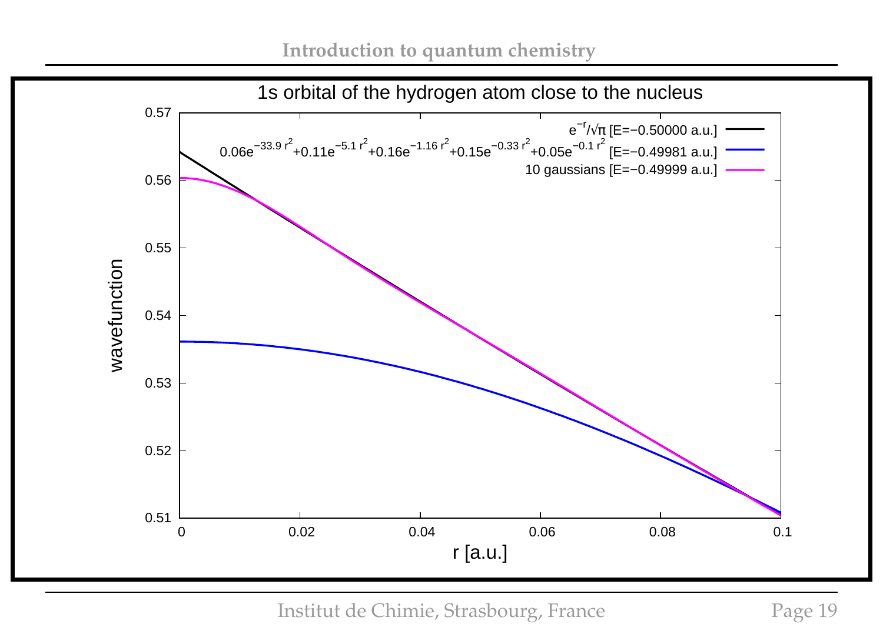1s orbital of the hydrogen atom close to the nucleus

- $e^{-r}/\sqrt{\pi}$ [E=−0.50000 a.u.]
- $0.06e^{-33.9\,r^2}+0.11e^{-5.1\,r^2}+0.16e^{-1.16\,r^2}+0.15e^{-0.33\,r^2}+0.05e^{-0.1\,r^2}$ [E=−0.49981 a.u.]
- 10 gaussians [E=−0.49999 a.u.]

wavefunction

r [a.u.]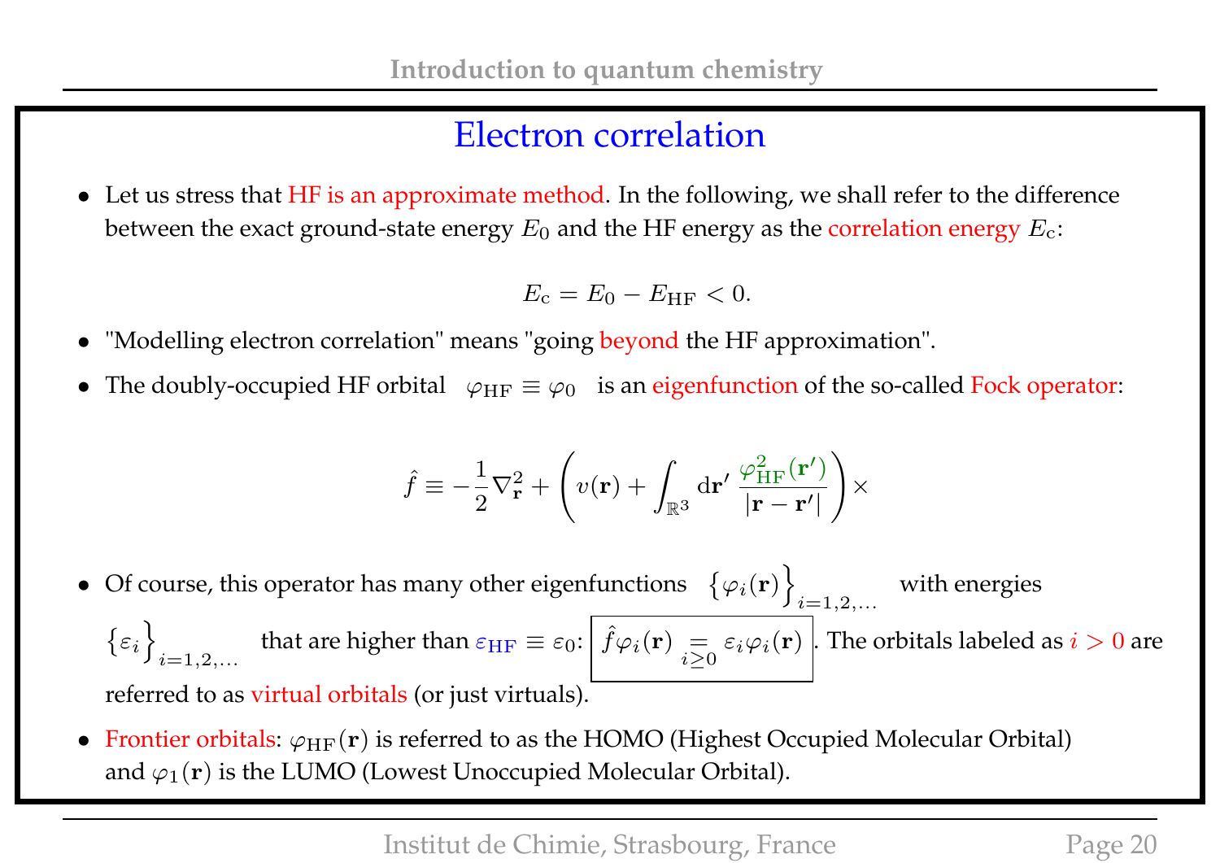# Electron correlation

- Let us stress that HF is an approximate method. In the following, we shall refer to the difference between the exact ground-state energy $E_0$ and the HF energy as the correlation energy $E_{\rm c}$:

$$E_{\rm c} = E_0 - E_{\rm HF} < 0.$$

- "Modelling electron correlation" means "going beyond the HF approximation".

- The doubly-occupied HF orbital $\varphi_{\rm HF} \equiv \varphi_0$ is an eigenfunction of the so-called Fock operator:

$$\hat{f} \equiv -\frac{1}{2}\nabla^2_{\mathbf{r}} + \left( v(\mathbf{r}) + \int_{\mathbb{R}^3} \mathrm{d}\mathbf{r}' \, \frac{\varphi^2_{\rm HF}(\mathbf{r}')}{|\mathbf{r}-\mathbf{r}'|} \right) \times$$

- Of course, this operator has many other eigenfunctions $\Big\{\varphi_i(\mathbf{r})\Big\}_{i=1,2,\ldots}$ with energies $\Big\{\varepsilon_i\Big\}_{i=1,2,\ldots}$ that are higher than $\varepsilon_{\rm HF} \equiv \varepsilon_0$: $\boxed{\hat{f}\varphi_i(\mathbf{r}) \underset{i\geq 0}{=} \varepsilon_i \varphi_i(\mathbf{r})}$. The orbitals labeled as $i > 0$ are referred to as virtual orbitals (or just virtuals).

- Frontier orbitals: $\varphi_{\rm HF}(\mathbf{r})$ is referred to as the HOMO (Highest Occupied Molecular Orbital) and $\varphi_1(\mathbf{r})$ is the LUMO (Lowest Unoccupied Molecular Orbital).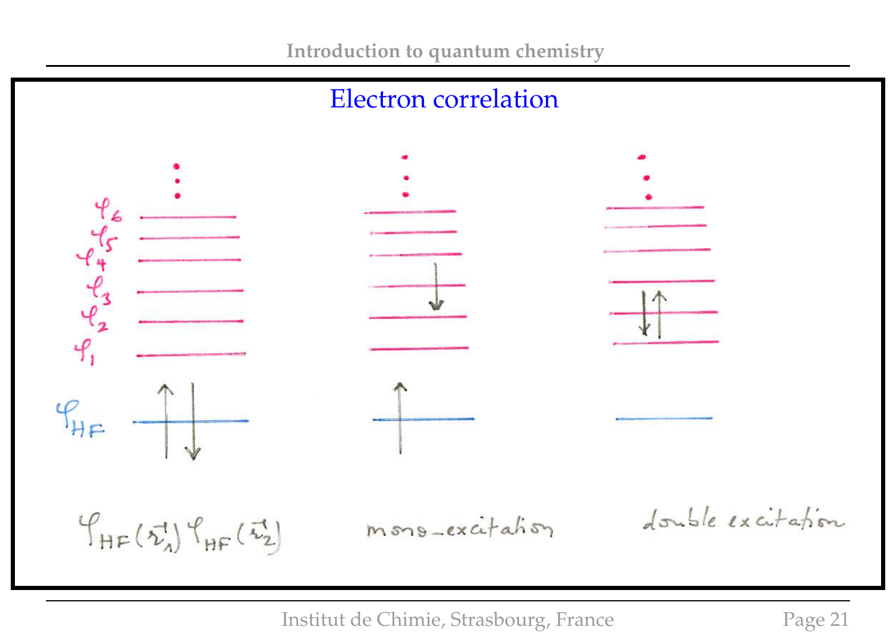# Electron correlation

$\varphi_6$

$\varphi_5$

$\varphi_4$

$\varphi_3$

$\varphi_2$

$\varphi_1$

$\varphi_{HF}$

$\varphi_{HF}(\vec{r}_1)\,\varphi_{HF}(\vec{r}_2)$ mono-excitation double excitation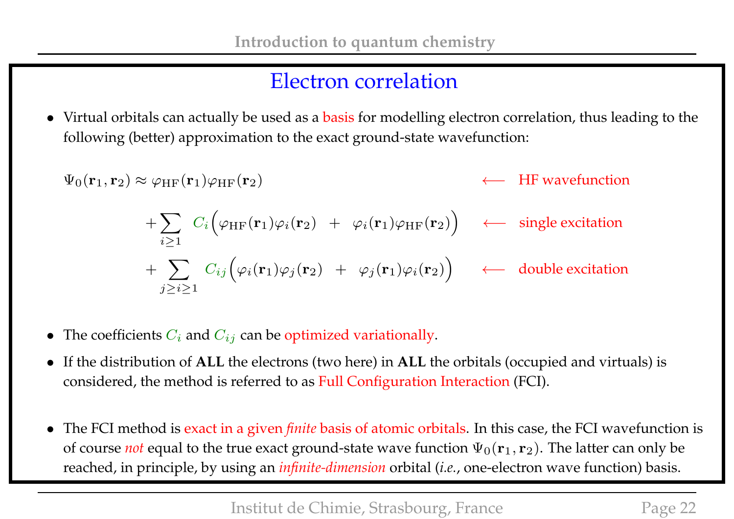# Electron correlation

- Virtual orbitals can actually be used as a basis for modelling electron correlation, thus leading to the following (better) approximation to the exact ground-state wavefunction:

$$
\begin{aligned}
\Psi_0(\mathbf{r}_1, \mathbf{r}_2) \approx\; & \varphi_{\mathrm{HF}}(\mathbf{r}_1)\varphi_{\mathrm{HF}}(\mathbf{r}_2) && \longleftarrow \text{ HF wavefunction} \\
& + \sum_{i \geq 1} C_i \Big( \varphi_{\mathrm{HF}}(\mathbf{r}_1)\varphi_i(\mathbf{r}_2) \;+\; \varphi_i(\mathbf{r}_1)\varphi_{\mathrm{HF}}(\mathbf{r}_2) \Big) && \longleftarrow \text{ single excitation} \\
& + \sum_{j \geq i \geq 1} C_{ij} \Big( \varphi_i(\mathbf{r}_1)\varphi_j(\mathbf{r}_2) \;+\; \varphi_j(\mathbf{r}_1)\varphi_i(\mathbf{r}_2) \Big) && \longleftarrow \text{ double excitation}
\end{aligned}
$$

- The coefficients $C_i$ and $C_{ij}$ can be optimized variationally.
- If the distribution of **ALL** the electrons (two here) in **ALL** the orbitals (occupied and virtuals) is considered, the method is referred to as Full Configuration Interaction (FCI).

- The FCI method is exact in a given *finite* basis of atomic orbitals. In this case, the FCI wavefunction is of course *not* equal to the true exact ground-state wave function $\Psi_0(\mathbf{r}_1, \mathbf{r}_2)$. The latter can only be reached, in principle, by using an *infinite-dimension* orbital (*i.e.*, one-electron wave function) basis.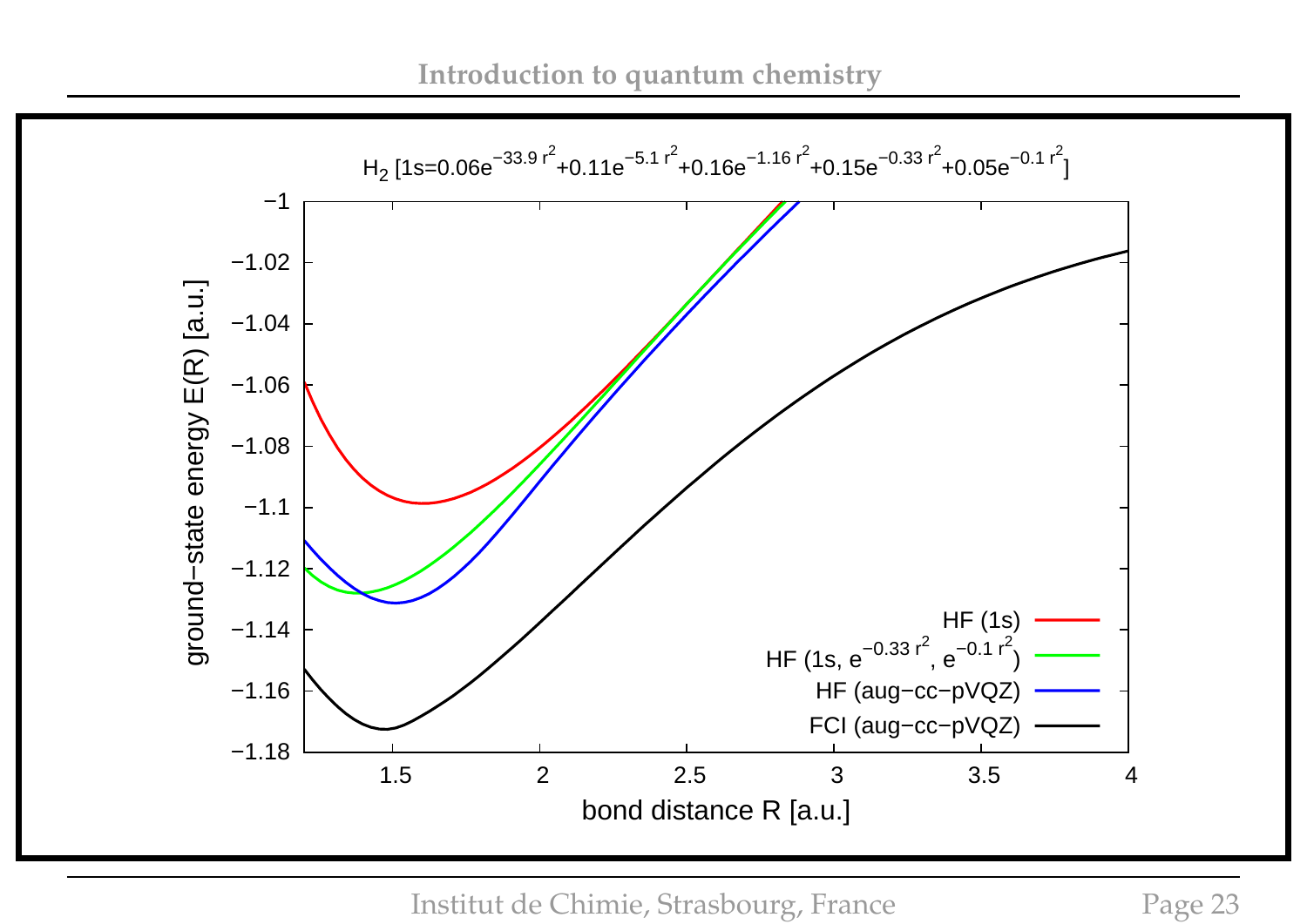$H_2$ [$1s = 0.06e^{-33.9\,r^2} + 0.11e^{-5.1\,r^2} + 0.16e^{-1.16\,r^2} + 0.15e^{-0.33\,r^2} + 0.05e^{-0.1\,r^2}$]

ground−state energy E(R) [a.u.]

bond distance R [a.u.]

- HF (1s)
- HF (1s, $e^{-0.33\,r^2}$, $e^{-0.1\,r^2}$)
- HF (aug−cc−pVQZ)
- FCI (aug−cc−pVQZ)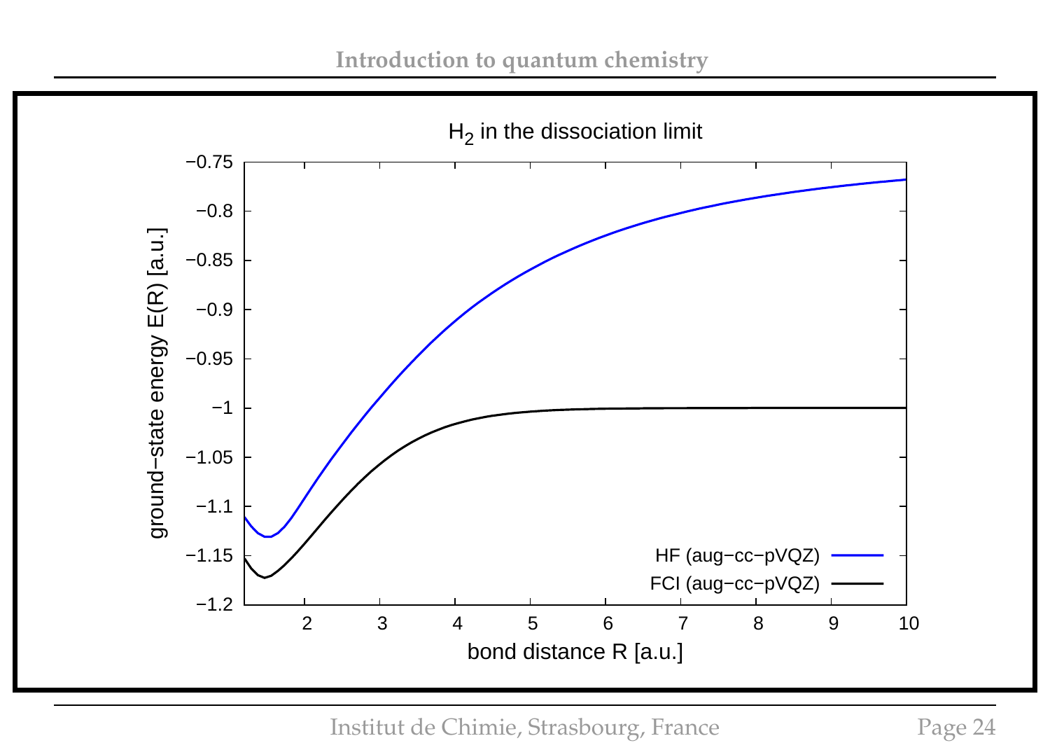## $H_2$ in the dissociation limit

ground−state energy E(R) [a.u.]

bond distance R [a.u.]

HF (aug−cc−pVQZ)

FCI (aug−cc−pVQZ)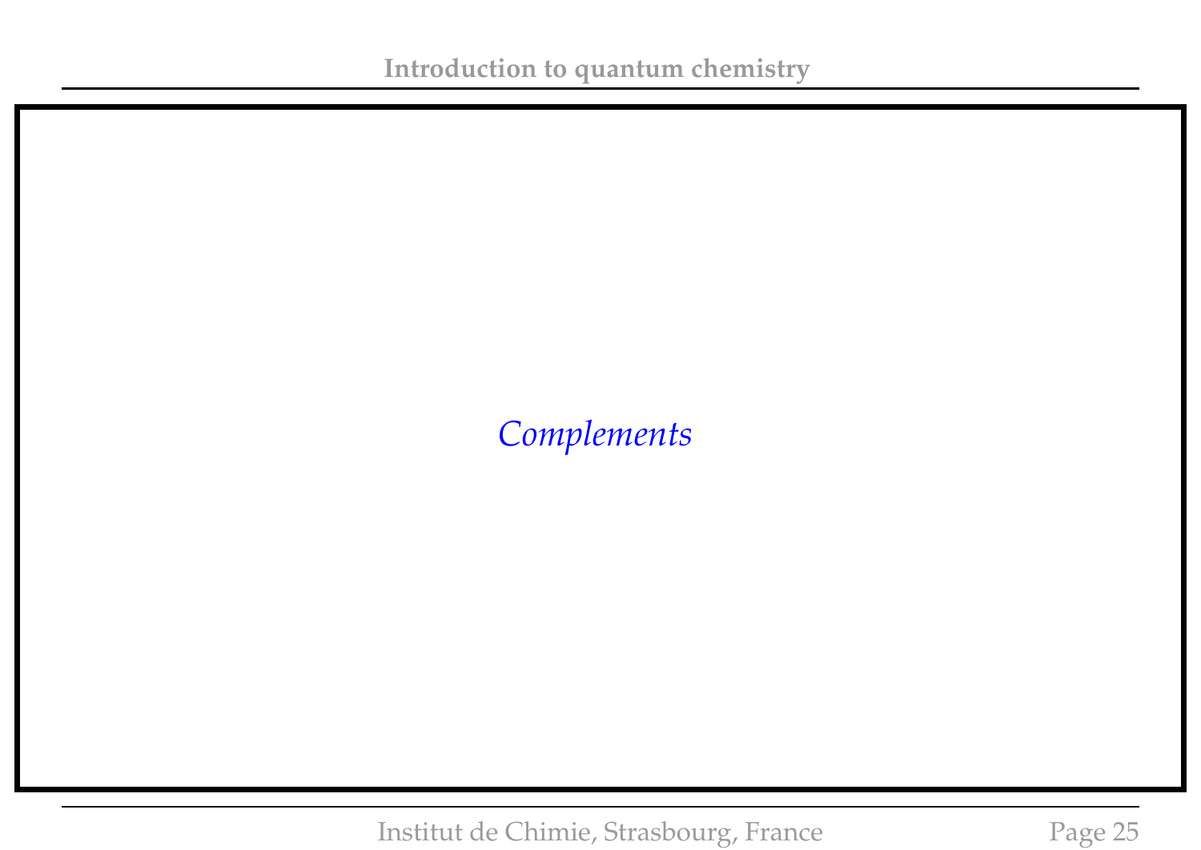*Complements*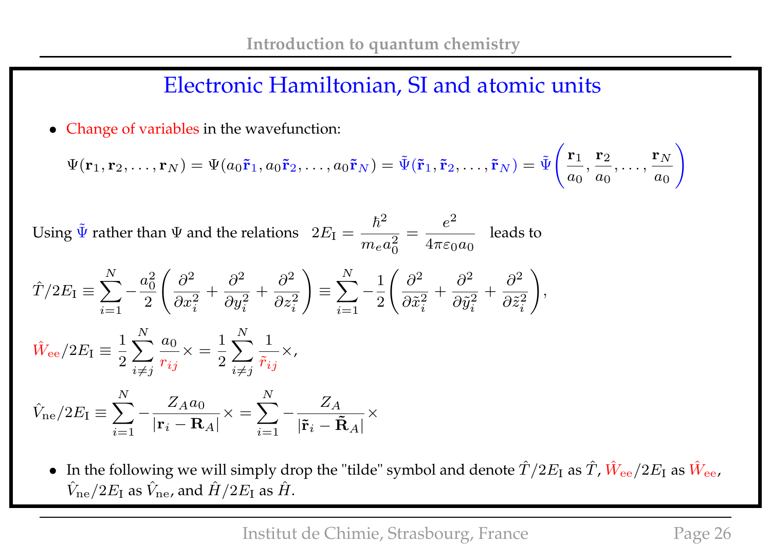# Electronic Hamiltonian, SI and atomic units

- Change of variables in the wavefunction:

$$\Psi(\mathbf{r}_1, \mathbf{r}_2, \ldots, \mathbf{r}_N) = \Psi(a_0\tilde{\mathbf{r}}_1, a_0\tilde{\mathbf{r}}_2, \ldots, a_0\tilde{\mathbf{r}}_N) = \tilde{\Psi}(\tilde{\mathbf{r}}_1, \tilde{\mathbf{r}}_2, \ldots, \tilde{\mathbf{r}}_N) = \tilde{\Psi}\left(\frac{\mathbf{r}_1}{a_0}, \frac{\mathbf{r}_2}{a_0}, \ldots, \frac{\mathbf{r}_N}{a_0}\right)$$

Using $\tilde{\Psi}$ rather than $\Psi$ and the relations $2E_{\mathrm{I}} = \dfrac{\hbar^2}{m_e a_0^2} = \dfrac{e^2}{4\pi\varepsilon_0 a_0}$ leads to

$$\hat{T}/2E_{\mathrm{I}} \equiv \sum_{i=1}^{N} -\frac{a_0^2}{2}\left(\frac{\partial^2}{\partial x_i^2} + \frac{\partial^2}{\partial y_i^2} + \frac{\partial^2}{\partial z_i^2}\right) \equiv \sum_{i=1}^{N} -\frac{1}{2}\left(\frac{\partial^2}{\partial \tilde{x}_i^2} + \frac{\partial^2}{\partial \tilde{y}_i^2} + \frac{\partial^2}{\partial \tilde{z}_i^2}\right),$$

$$\hat{W}_{\mathrm{ee}}/2E_{\mathrm{I}} \equiv \frac{1}{2}\sum_{i \neq j}^{N} \frac{a_0}{r_{ij}} \times = \frac{1}{2}\sum_{i \neq j}^{N} \frac{1}{\tilde{r}_{ij}} \times,$$

$$\hat{V}_{\mathrm{ne}}/2E_{\mathrm{I}} \equiv \sum_{i=1}^{N} -\frac{Z_A a_0}{|\mathbf{r}_i - \mathbf{R}_A|} \times = \sum_{i=1}^{N} -\frac{Z_A}{|\tilde{\mathbf{r}}_i - \tilde{\mathbf{R}}_A|} \times$$

- In the following we will simply drop the "tilde" symbol and denote $\hat{T}/2E_{\mathrm{I}}$ as $\hat{T}$, $\hat{W}_{\mathrm{ee}}/2E_{\mathrm{I}}$ as $\hat{W}_{\mathrm{ee}}$, $\hat{V}_{\mathrm{ne}}/2E_{\mathrm{I}}$ as $\hat{V}_{\mathrm{ne}}$, and $\hat{H}/2E_{\mathrm{I}}$ as $\hat{H}$.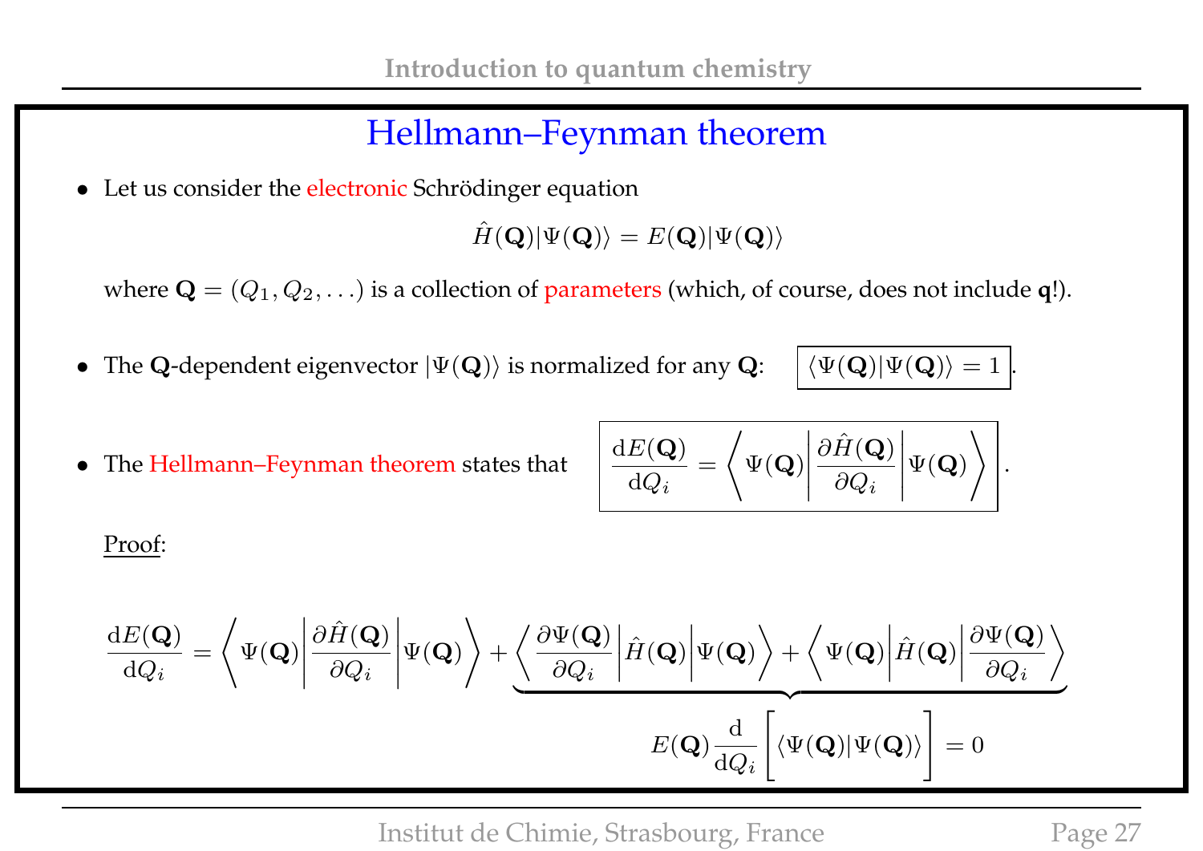## Hellmann–Feynman theorem

- Let us consider the electronic Schrödinger equation

$$\hat{H}(\mathbf{Q})|\Psi(\mathbf{Q})\rangle = E(\mathbf{Q})|\Psi(\mathbf{Q})\rangle$$

  where $\mathbf{Q} = (Q_1, Q_2, \ldots)$ is a collection of parameters (which, of course, does not include $\mathbf{q}$!).

- The $\mathbf{Q}$-dependent eigenvector $|\Psi(\mathbf{Q})\rangle$ is normalized for any $\mathbf{Q}$: $\boxed{\langle\Psi(\mathbf{Q})|\Psi(\mathbf{Q})\rangle = 1}$.

- The Hellmann–Feynman theorem states that $\boxed{\dfrac{\mathrm{d}E(\mathbf{Q})}{\mathrm{d}Q_i} = \left\langle \Psi(\mathbf{Q}) \middle| \dfrac{\partial \hat{H}(\mathbf{Q})}{\partial Q_i} \middle| \Psi(\mathbf{Q}) \right\rangle}$.

  Proof:

$$\frac{\mathrm{d}E(\mathbf{Q})}{\mathrm{d}Q_i} = \left\langle \Psi(\mathbf{Q}) \middle| \frac{\partial \hat{H}(\mathbf{Q})}{\partial Q_i} \middle| \Psi(\mathbf{Q}) \right\rangle + \underbrace{\left\langle \frac{\partial \Psi(\mathbf{Q})}{\partial Q_i} \middle| \hat{H}(\mathbf{Q}) \middle| \Psi(\mathbf{Q}) \right\rangle + \left\langle \Psi(\mathbf{Q}) \middle| \hat{H}(\mathbf{Q}) \middle| \frac{\partial \Psi(\mathbf{Q})}{\partial Q_i} \right\rangle}_{E(\mathbf{Q}) \frac{\mathrm{d}}{\mathrm{d}Q_i}\left[\langle\Psi(\mathbf{Q})|\Psi(\mathbf{Q})\rangle\right] = 0}$$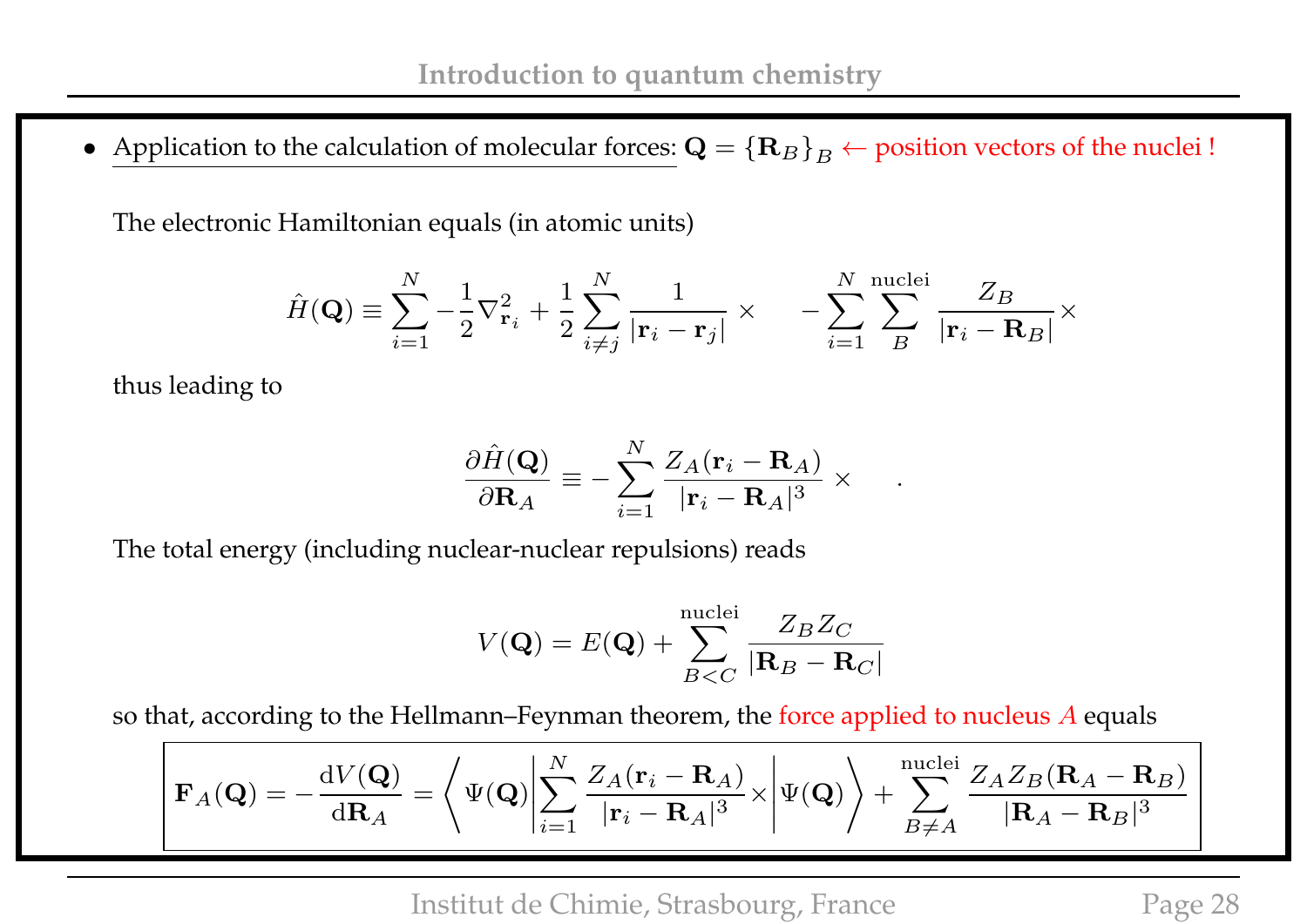- <u>Application to the calculation of molecular forces:</u> $\mathbf{Q} = \{\mathbf{R}_B\}_B \leftarrow$ position vectors of the nuclei !

  The electronic Hamiltonian equals (in atomic units)

$$\hat{H}(\mathbf{Q}) \equiv \sum_{i=1}^{N} -\frac{1}{2}\nabla^2_{\mathbf{r}_i} + \frac{1}{2}\sum_{i \neq j}^{N} \frac{1}{|\mathbf{r}_i - \mathbf{r}_j|} \times \quad -\sum_{i=1}^{N}\sum_{B}^{\text{nuclei}} \frac{Z_B}{|\mathbf{r}_i - \mathbf{R}_B|} \times$$

  thus leading to

$$\frac{\partial \hat{H}(\mathbf{Q})}{\partial \mathbf{R}_A} \equiv -\sum_{i=1}^{N} \frac{Z_A(\mathbf{r}_i - \mathbf{R}_A)}{|\mathbf{r}_i - \mathbf{R}_A|^3} \times \quad .$$

  The total energy (including nuclear-nuclear repulsions) reads

$$V(\mathbf{Q}) = E(\mathbf{Q}) + \sum_{B<C}^{\text{nuclei}} \frac{Z_B Z_C}{|\mathbf{R}_B - \mathbf{R}_C|}$$

  so that, according to the Hellmann–Feynman theorem, the force applied to nucleus $A$ equals

$$\boxed{\mathbf{F}_A(\mathbf{Q}) = -\frac{\mathrm{d}V(\mathbf{Q})}{\mathrm{d}\mathbf{R}_A} = \left\langle \Psi(\mathbf{Q}) \middle| \sum_{i=1}^{N} \frac{Z_A(\mathbf{r}_i - \mathbf{R}_A)}{|\mathbf{r}_i - \mathbf{R}_A|^3} \times \middle| \Psi(\mathbf{Q}) \right\rangle + \sum_{B \neq A}^{\text{nuclei}} \frac{Z_A Z_B(\mathbf{R}_A - \mathbf{R}_B)}{|\mathbf{R}_A - \mathbf{R}_B|^3}}$$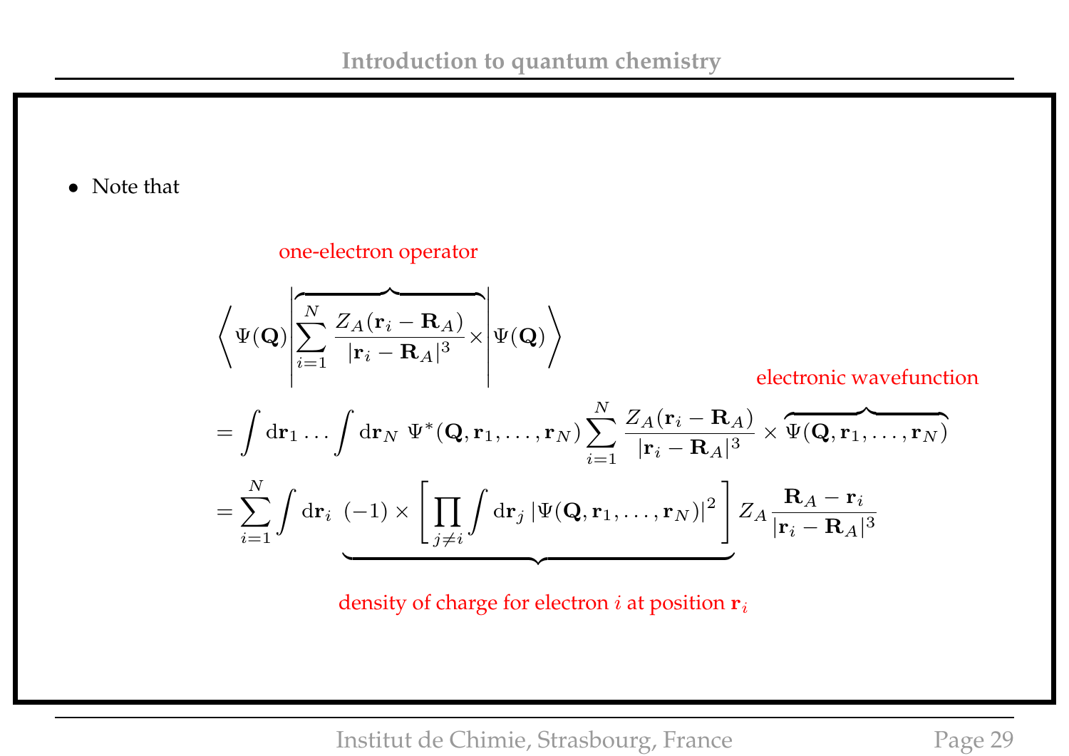- Note that

$$
\left\langle \Psi(\mathbf{Q}) \middle| \overbrace{\sum_{i=1}^{N} \frac{Z_A(\mathbf{r}_i - \mathbf{R}_A)}{|\mathbf{r}_i - \mathbf{R}_A|^3} \times}^{\text{one-electron operator}} \middle| \Psi(\mathbf{Q}) \right\rangle
$$

$$
= \int \mathrm{d}\mathbf{r}_1 \ldots \int \mathrm{d}\mathbf{r}_N \; \Psi^*(\mathbf{Q}, \mathbf{r}_1, \ldots, \mathbf{r}_N) \sum_{i=1}^{N} \frac{Z_A(\mathbf{r}_i - \mathbf{R}_A)}{|\mathbf{r}_i - \mathbf{R}_A|^3} \times \overbrace{\Psi(\mathbf{Q}, \mathbf{r}_1, \ldots, \mathbf{r}_N)}^{\text{electronic wavefunction}}
$$

$$
= \sum_{i=1}^{N} \int \mathrm{d}\mathbf{r}_i \; \underbrace{(-1) \times \left[ \prod_{j \neq i} \int \mathrm{d}\mathbf{r}_j \, |\Psi(\mathbf{Q}, \mathbf{r}_1, \ldots, \mathbf{r}_N)|^2 \right]}_{\text{density of charge for electron } i \text{ at position } \mathbf{r}_i} Z_A \frac{\mathbf{R}_A - \mathbf{r}_i}{|\mathbf{r}_i - \mathbf{R}_A|^3}
$$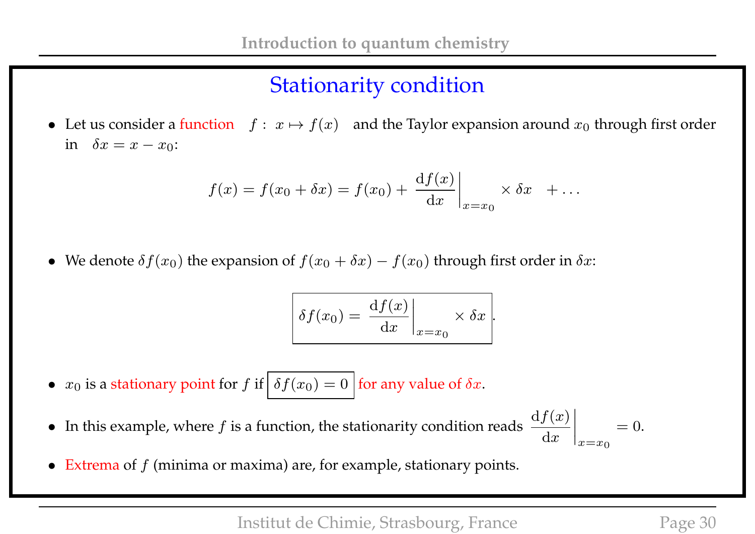## Stationarity condition

- Let us consider a function $f: x \mapsto f(x)$ and the Taylor expansion around $x_0$ through first order in $\delta x = x - x_0$:

$$f(x) = f(x_0 + \delta x) = f(x_0) + \left.\frac{\mathrm{d}f(x)}{\mathrm{d}x}\right|_{x=x_0} \times \delta x \quad + \ldots$$

- We denote $\delta f(x_0)$ the expansion of $f(x_0 + \delta x) - f(x_0)$ through first order in $\delta x$:

$$\boxed{\delta f(x_0) = \left.\frac{\mathrm{d}f(x)}{\mathrm{d}x}\right|_{x=x_0} \times \delta x}.$$

- $x_0$ is a stationary point for $f$ if $\boxed{\delta f(x_0) = 0}$ for any value of $\delta x$.

- In this example, where $f$ is a function, the stationarity condition reads $\left.\frac{\mathrm{d}f(x)}{\mathrm{d}x}\right|_{x=x_0} = 0$.

- Extrema of $f$ (minima or maxima) are, for example, stationary points.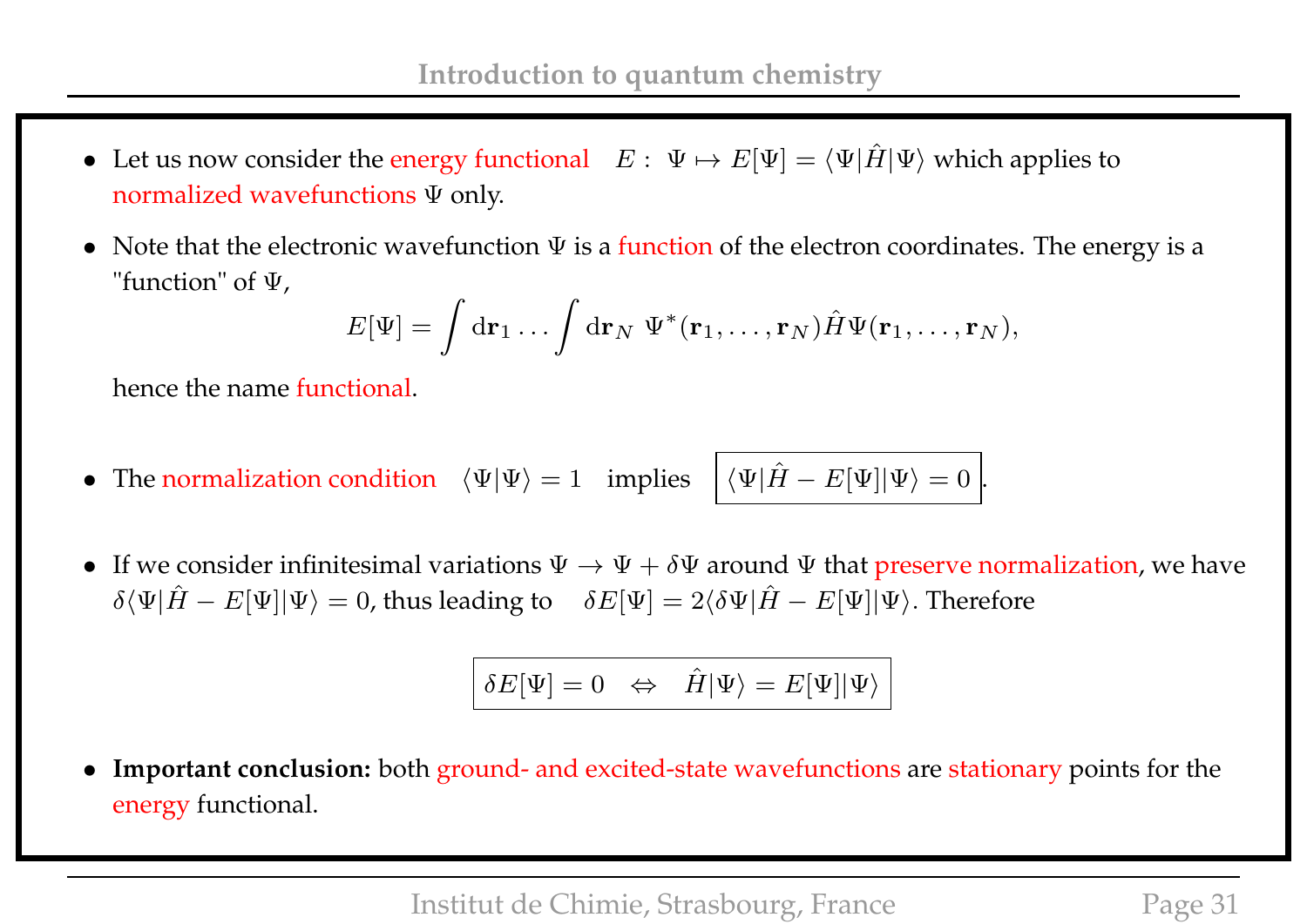- Let us now consider the energy functional $E : \; \Psi \mapsto E[\Psi] = \langle \Psi | \hat{H} | \Psi \rangle$ which applies to normalized wavefunctions $\Psi$ only.

- Note that the electronic wavefunction $\Psi$ is a function of the electron coordinates. The energy is a "function" of $\Psi$,

$$E[\Psi] = \int \mathrm{d}\mathbf{r}_1 \ldots \int \mathrm{d}\mathbf{r}_N \; \Psi^*(\mathbf{r}_1, \ldots, \mathbf{r}_N) \hat{H} \Psi(\mathbf{r}_1, \ldots, \mathbf{r}_N),$$

  hence the name functional.

- The normalization condition $\langle \Psi | \Psi \rangle = 1$ implies $\boxed{\langle \Psi | \hat{H} - E[\Psi] | \Psi \rangle = 0}$.

- If we consider infinitesimal variations $\Psi \rightarrow \Psi + \delta\Psi$ around $\Psi$ that preserve normalization, we have $\delta \langle \Psi | \hat{H} - E[\Psi] | \Psi \rangle = 0$, thus leading to $\delta E[\Psi] = 2 \langle \delta\Psi | \hat{H} - E[\Psi] | \Psi \rangle$. Therefore

$$\boxed{\delta E[\Psi] = 0 \quad \Leftrightarrow \quad \hat{H} | \Psi \rangle = E[\Psi] | \Psi \rangle}$$

- **Important conclusion:** both ground- and excited-state wavefunctions are stationary points for the energy functional.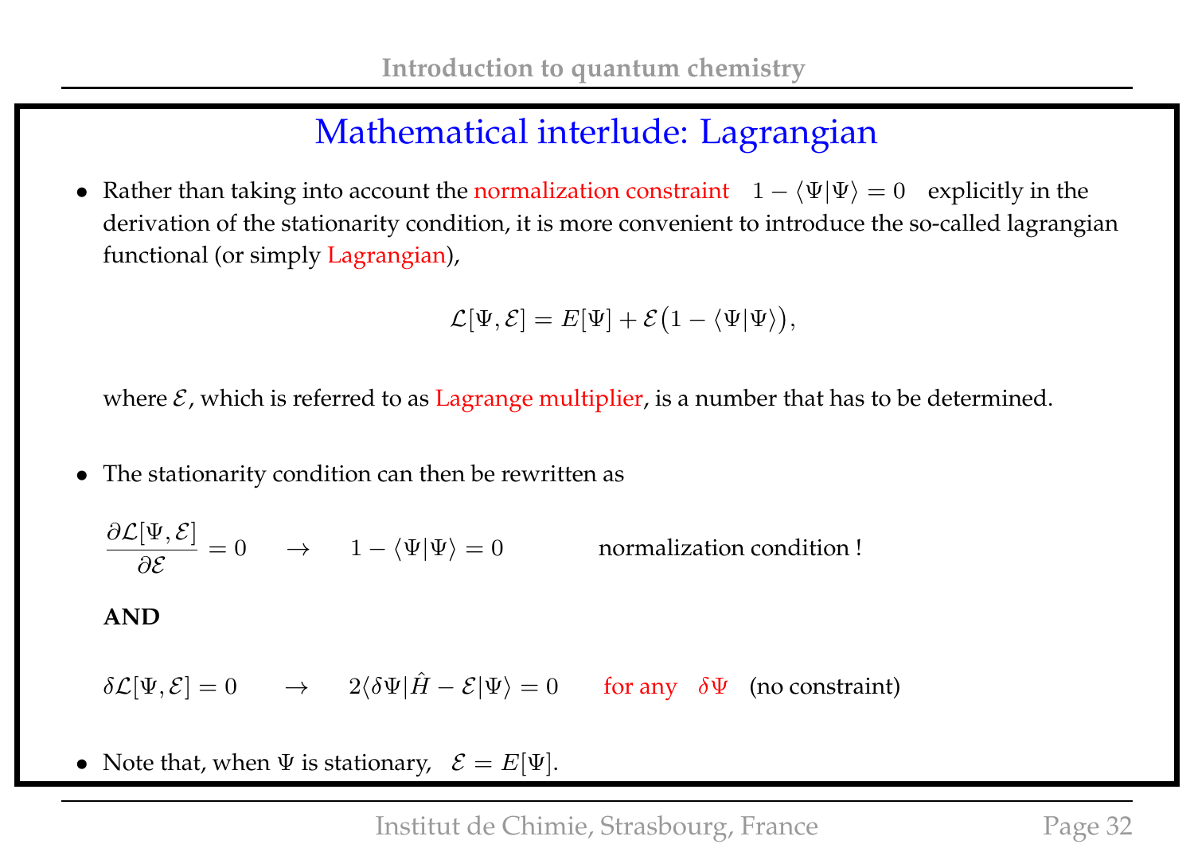## Mathematical interlude: Lagrangian

- Rather than taking into account the normalization constraint $1 - \langle \Psi | \Psi \rangle = 0$ explicitly in the derivation of the stationarity condition, it is more convenient to introduce the so-called lagrangian functional (or simply Lagrangian),

$$\mathcal{L}[\Psi, \mathcal{E}] = E[\Psi] + \mathcal{E}\big(1 - \langle \Psi | \Psi \rangle\big),$$

  where $\mathcal{E}$, which is referred to as Lagrange multiplier, is a number that has to be determined.

- The stationarity condition can then be rewritten as

$$\frac{\partial \mathcal{L}[\Psi, \mathcal{E}]}{\partial \mathcal{E}} = 0 \quad \rightarrow \quad 1 - \langle \Psi | \Psi \rangle = 0$$

  normalization condition !

  **AND**

$$\delta \mathcal{L}[\Psi, \mathcal{E}] = 0 \quad \rightarrow \quad 2\langle \delta\Psi | \hat{H} - \mathcal{E} | \Psi \rangle = 0$$

  for any $\delta\Psi$ (no constraint)

- Note that, when $\Psi$ is stationary, $\mathcal{E} = E[\Psi]$.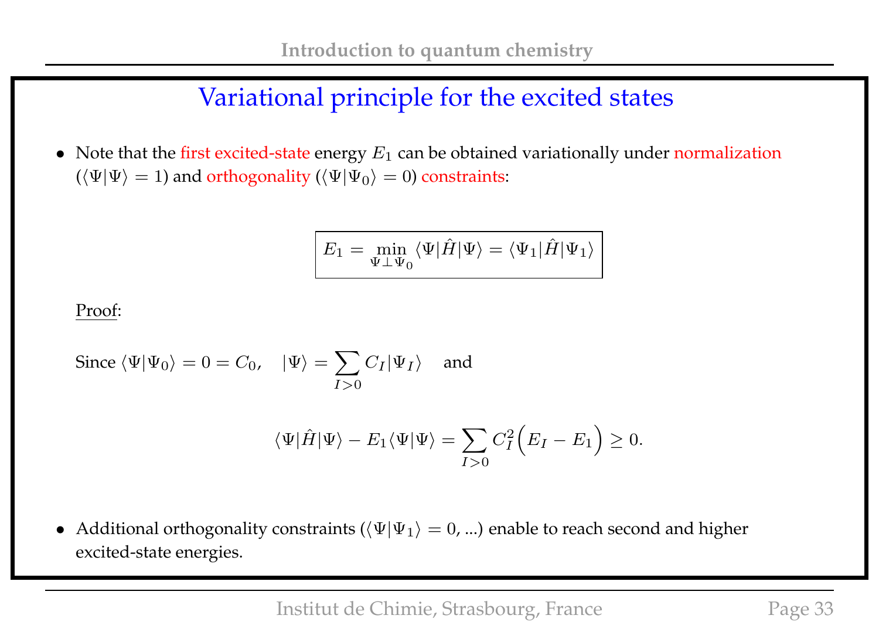# Variational principle for the excited states

- Note that the first excited-state energy $E_1$ can be obtained variationally under normalization ($\langle\Psi|\Psi\rangle = 1$) and orthogonality ($\langle\Psi|\Psi_0\rangle = 0$) constraints:

$$\boxed{E_1 = \min_{\Psi\perp\Psi_0} \langle\Psi|\hat{H}|\Psi\rangle = \langle\Psi_1|\hat{H}|\Psi_1\rangle}$$

<u>Proof</u>:

Since $\langle\Psi|\Psi_0\rangle = 0 = C_0$, $\quad |\Psi\rangle = \sum_{I>0} C_I|\Psi_I\rangle \quad$ and

$$\langle\Psi|\hat{H}|\Psi\rangle - E_1\langle\Psi|\Psi\rangle = \sum_{I>0} C_I^2\Big(E_I - E_1\Big) \geq 0.$$

- Additional orthogonality constraints ($\langle\Psi|\Psi_1\rangle = 0$, ...) enable to reach second and higher excited-state energies.